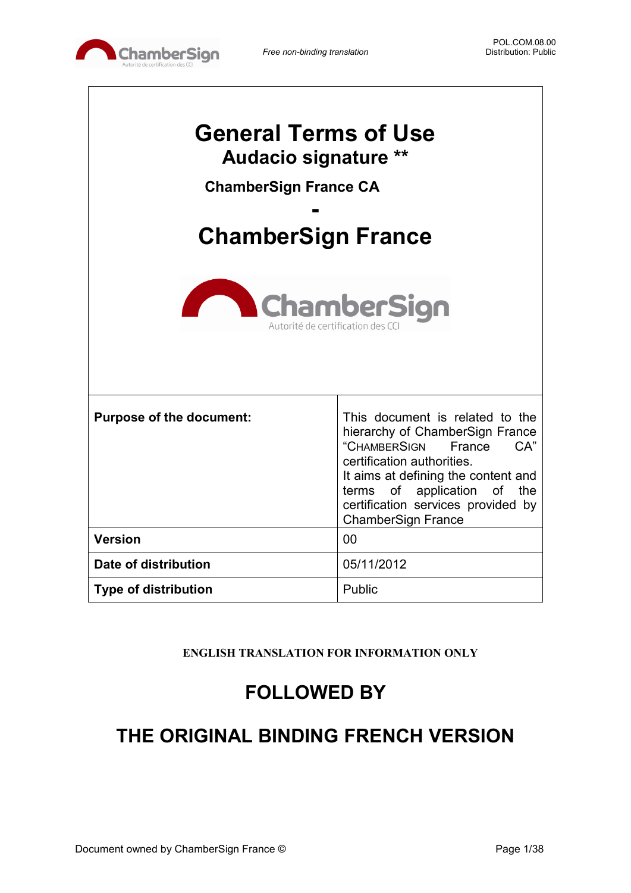*Free non-binding translation*

POL.COM.08.00
Distribution: Public

# General Terms of Use
## Audacio signature **

### ChamberSign France CA
### -
# ChamberSign France

| | |
|---|---|
| **Purpose of the document:** | This document is related to the hierarchy of ChamberSign France "CHAMBERSIGN France CA" certification authorities. It aims at defining the content and terms of application of the certification services provided by ChamberSign France |
| **Version** | 00 |
| **Date of distribution** | 05/11/2012 |
| **Type of distribution** | Public |

**ENGLISH TRANSLATION FOR INFORMATION ONLY**

## FOLLOWED BY

## THE ORIGINAL BINDING FRENCH VERSION

Document owned by ChamberSign France ©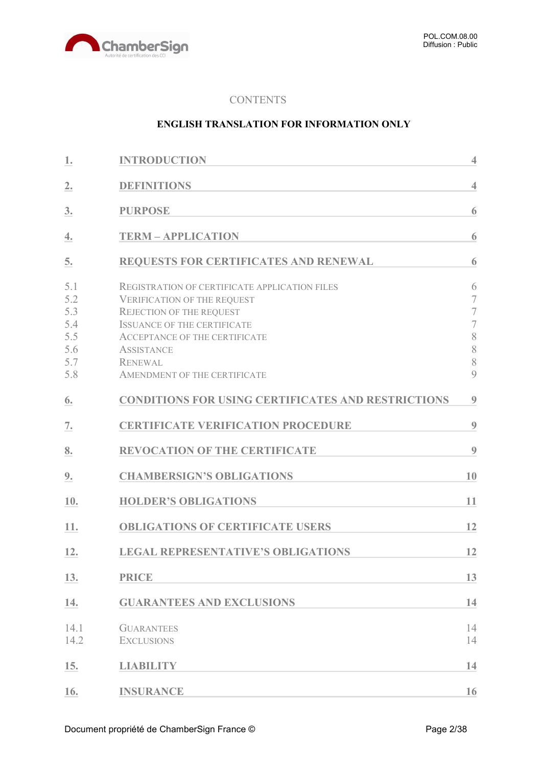CONTENTS

**ENGLISH TRANSLATION FOR INFORMATION ONLY**

| | | |
|---|---|---|
| 1. | INTRODUCTION | 4 |
| 2. | DEFINITIONS | 4 |
| 3. | PURPOSE | 6 |
| 4. | TERM – APPLICATION | 6 |
| 5. | REQUESTS FOR CERTIFICATES AND RENEWAL | 6 |
| 5.1 | Registration of certificate application files | 6 |
| 5.2 | Verification of the request | 7 |
| 5.3 | Rejection of the request | 7 |
| 5.4 | Issuance of the certificate | 7 |
| 5.5 | Acceptance of the certificate | 8 |
| 5.6 | Assistance | 8 |
| 5.7 | Renewal | 8 |
| 5.8 | Amendment of the certificate | 9 |
| 6. | CONDITIONS FOR USING CERTIFICATES AND RESTRICTIONS | 9 |
| 7. | CERTIFICATE VERIFICATION PROCEDURE | 9 |
| 8. | REVOCATION OF THE CERTIFICATE | 9 |
| 9. | CHAMBERSIGN'S OBLIGATIONS | 10 |
| 10. | HOLDER'S OBLIGATIONS | 11 |
| 11. | OBLIGATIONS OF CERTIFICATE USERS | 12 |
| 12. | LEGAL REPRESENTATIVE'S OBLIGATIONS | 12 |
| 13. | PRICE | 13 |
| 14. | GUARANTEES AND EXCLUSIONS | 14 |
| 14.1 | Guarantees | 14 |
| 14.2 | Exclusions | 14 |
| 15. | LIABILITY | 14 |
| 16. | INSURANCE | 16 |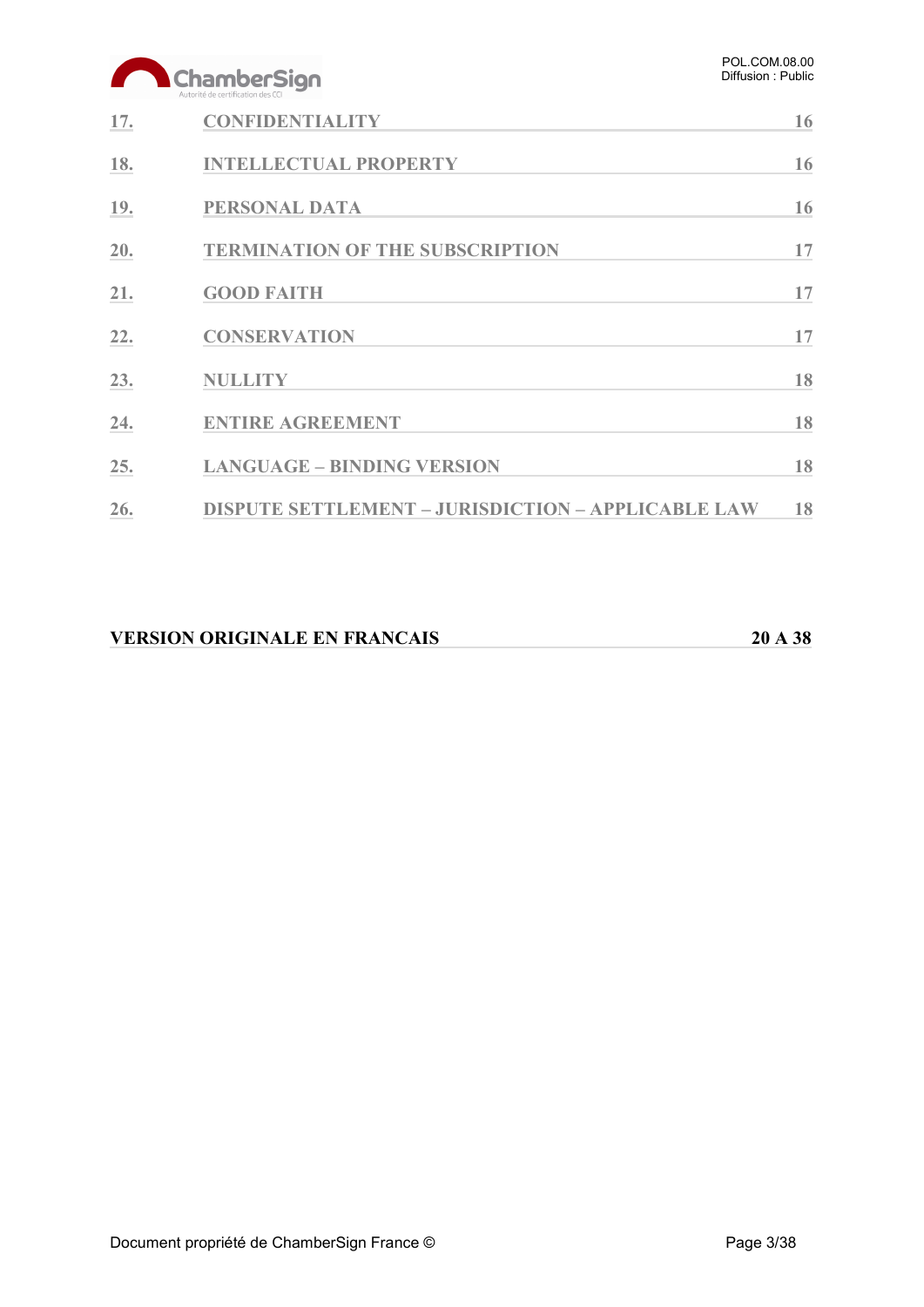| | | |
|---|---|---|
| 17. | CONFIDENTIALITY | 16 |
| 18. | INTELLECTUAL PROPERTY | 16 |
| 19. | PERSONAL DATA | 16 |
| 20. | TERMINATION OF THE SUBSCRIPTION | 17 |
| 21. | GOOD FAITH | 17 |
| 22. | CONSERVATION | 17 |
| 23. | NULLITY | 18 |
| 24. | ENTIRE AGREEMENT | 18 |
| 25. | LANGUAGE – BINDING VERSION | 18 |
| 26. | DISPUTE SETTLEMENT – JURISDICTION – APPLICABLE LAW | 18 |

**VERSION ORIGINALE EN FRANCAIS** **20 A 38**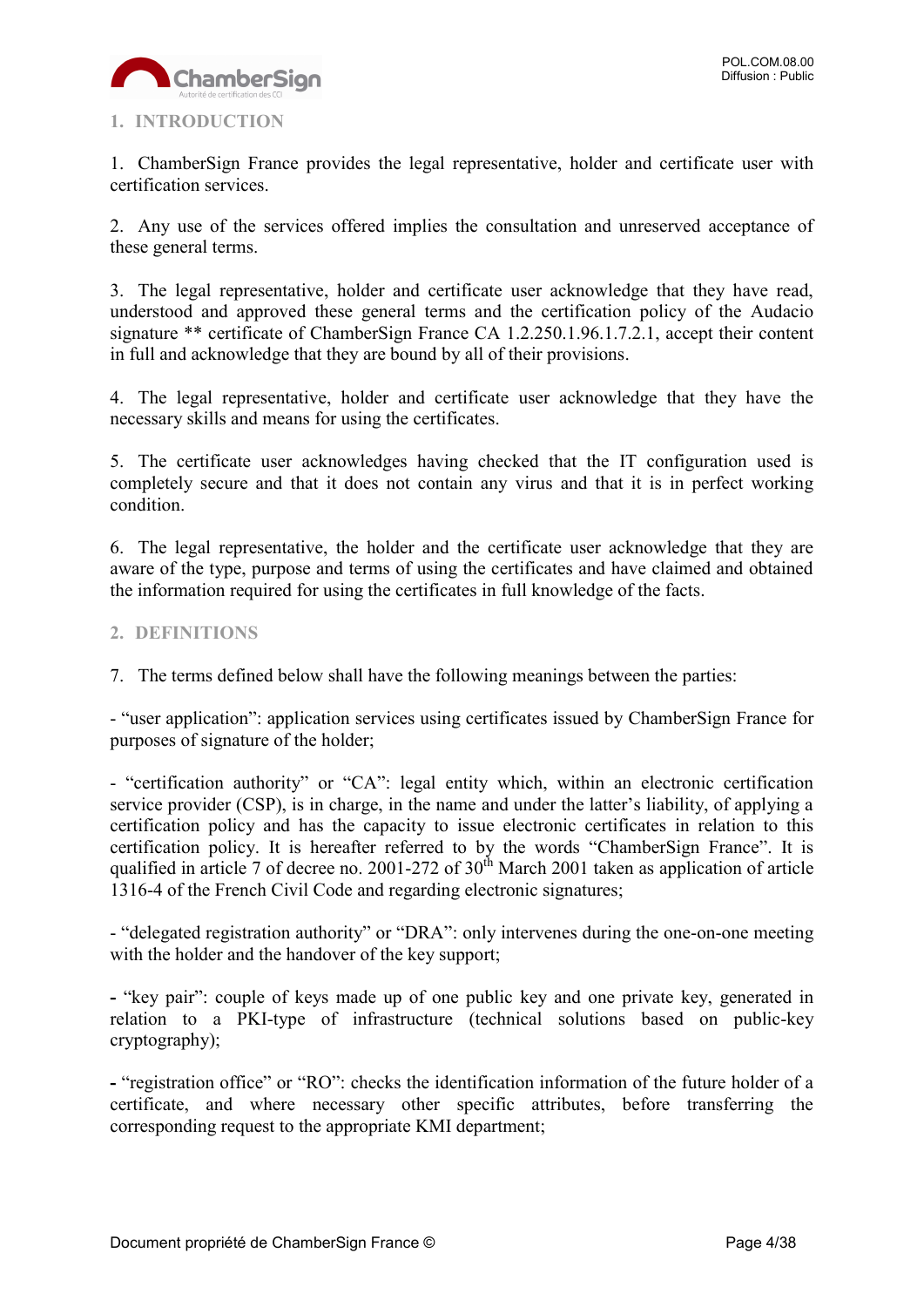## 1. INTRODUCTION

1. ChamberSign France provides the legal representative, holder and certificate user with certification services.

2. Any use of the services offered implies the consultation and unreserved acceptance of these general terms.

3. The legal representative, holder and certificate user acknowledge that they have read, understood and approved these general terms and the certification policy of the Audacio signature ** certificate of ChamberSign France CA 1.2.250.1.96.1.7.2.1, accept their content in full and acknowledge that they are bound by all of their provisions.

4. The legal representative, holder and certificate user acknowledge that they have the necessary skills and means for using the certificates.

5. The certificate user acknowledges having checked that the IT configuration used is completely secure and that it does not contain any virus and that it is in perfect working condition.

6. The legal representative, the holder and the certificate user acknowledge that they are aware of the type, purpose and terms of using the certificates and have claimed and obtained the information required for using the certificates in full knowledge of the facts.

## 2. DEFINITIONS

7. The terms defined below shall have the following meanings between the parties:

- "user application": application services using certificates issued by ChamberSign France for purposes of signature of the holder;

- "certification authority" or "CA": legal entity which, within an electronic certification service provider (CSP), is in charge, in the name and under the latter's liability, of applying a certification policy and has the capacity to issue electronic certificates in relation to this certification policy. It is hereafter referred to by the words "ChamberSign France". It is qualified in article 7 of decree no. 2001-272 of 30th March 2001 taken as application of article 1316-4 of the French Civil Code and regarding electronic signatures;

- "delegated registration authority" or "DRA": only intervenes during the one-on-one meeting with the holder and the handover of the key support;

- "key pair": couple of keys made up of one public key and one private key, generated in relation to a PKI-type of infrastructure (technical solutions based on public-key cryptography);

- "registration office" or "RO": checks the identification information of the future holder of a certificate, and where necessary other specific attributes, before transferring the corresponding request to the appropriate KMI department;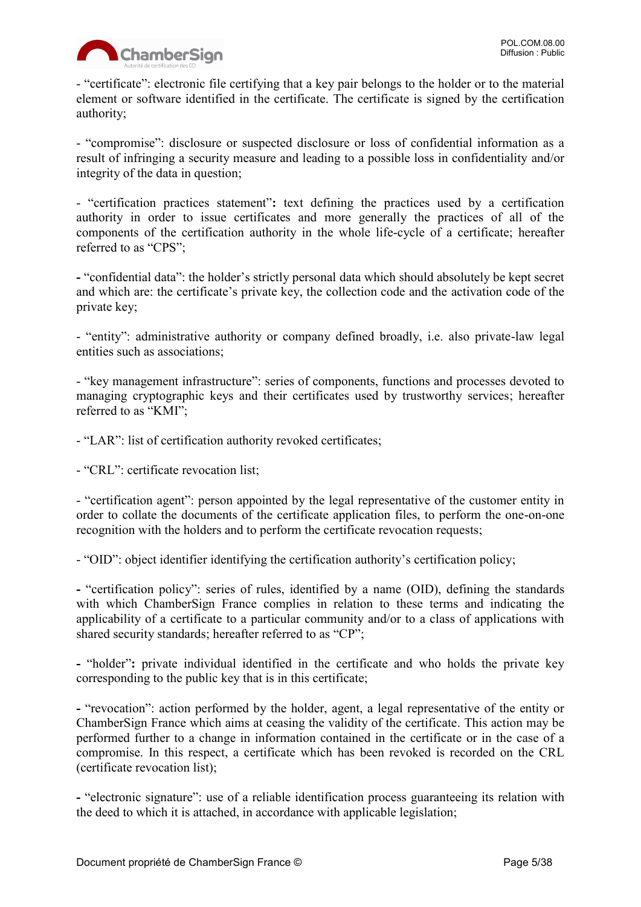- “certificate”: electronic file certifying that a key pair belongs to the holder or to the material element or software identified in the certificate. The certificate is signed by the certification authority;

- “compromise”: disclosure or suspected disclosure or loss of confidential information as a result of infringing a security measure and leading to a possible loss in confidentiality and/or integrity of the data in question;

- “certification practices statement”**:** text defining the practices used by a certification authority in order to issue certificates and more generally the practices of all of the components of the certification authority in the whole life-cycle of a certificate; hereafter referred to as “CPS”;

**-** “confidential data”: the holder’s strictly personal data which should absolutely be kept secret and which are: the certificate’s private key, the collection code and the activation code of the private key;

- “entity”: administrative authority or company defined broadly, i.e. also private-law legal entities such as associations;

- “key management infrastructure”: series of components, functions and processes devoted to managing cryptographic keys and their certificates used by trustworthy services; hereafter referred to as “KMI”;

- “LAR”: list of certification authority revoked certificates;

- “CRL”: certificate revocation list;

- “certification agent”: person appointed by the legal representative of the customer entity in order to collate the documents of the certificate application files, to perform the one-on-one recognition with the holders and to perform the certificate revocation requests;

- “OID”: object identifier identifying the certification authority’s certification policy;

**-** “certification policy”: series of rules, identified by a name (OID), defining the standards with which ChamberSign France complies in relation to these terms and indicating the applicability of a certificate to a particular community and/or to a class of applications with shared security standards; hereafter referred to as “CP”;

**-** “holder”**:** private individual identified in the certificate and who holds the private key corresponding to the public key that is in this certificate;

**-** “revocation”: action performed by the holder, agent, a legal representative of the entity or ChamberSign France which aims at ceasing the validity of the certificate. This action may be performed further to a change in information contained in the certificate or in the case of a compromise. In this respect, a certificate which has been revoked is recorded on the CRL (certificate revocation list);

**-** “electronic signature”: use of a reliable identification process guaranteeing its relation with the deed to which it is attached, in accordance with applicable legislation;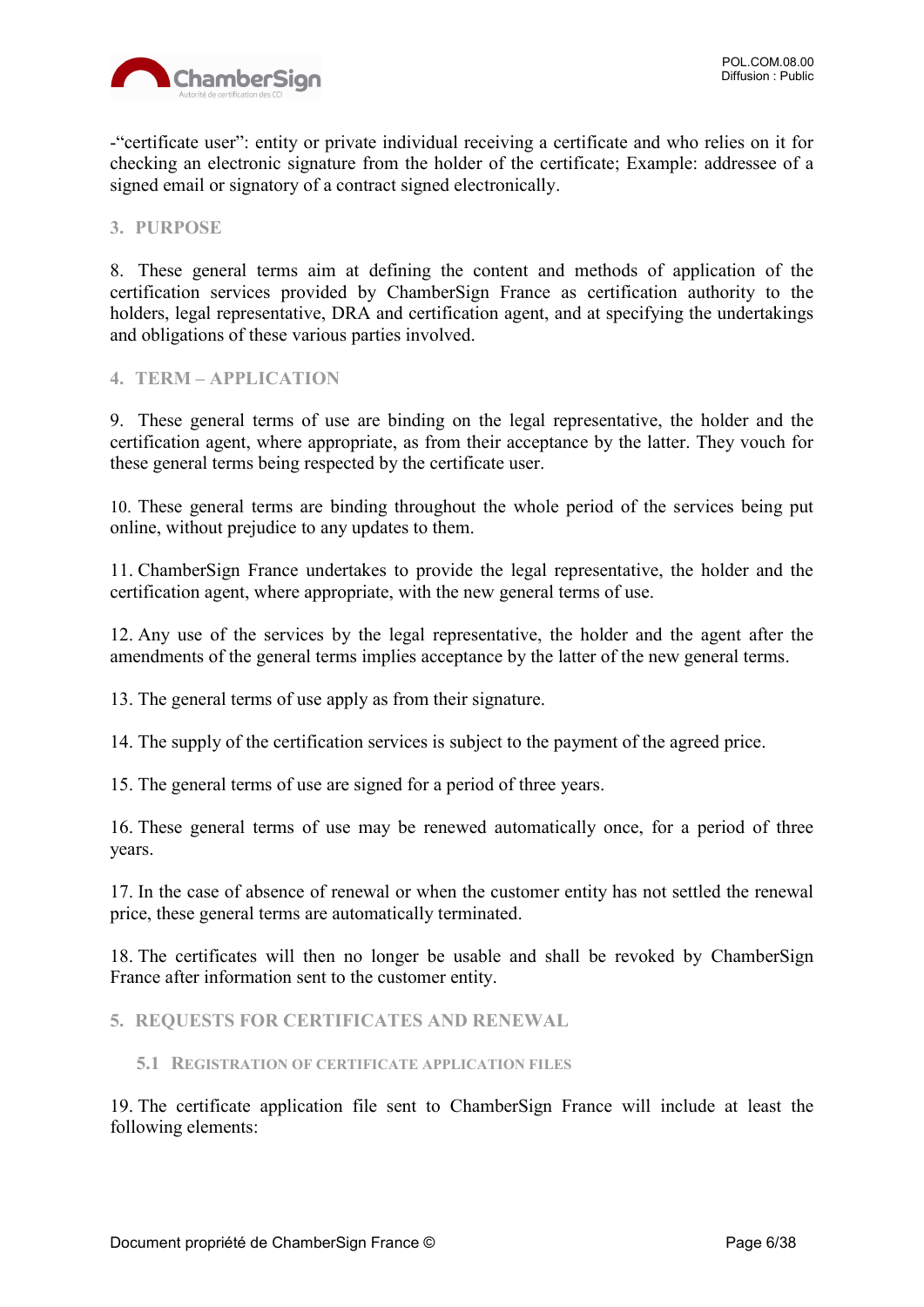-"certificate user": entity or private individual receiving a certificate and who relies on it for checking an electronic signature from the holder of the certificate; Example: addressee of a signed email or signatory of a contract signed electronically.

## 3. PURPOSE

8. These general terms aim at defining the content and methods of application of the certification services provided by ChamberSign France as certification authority to the holders, legal representative, DRA and certification agent, and at specifying the undertakings and obligations of these various parties involved.

## 4. TERM – APPLICATION

9. These general terms of use are binding on the legal representative, the holder and the certification agent, where appropriate, as from their acceptance by the latter. They vouch for these general terms being respected by the certificate user.

10. These general terms are binding throughout the whole period of the services being put online, without prejudice to any updates to them.

11. ChamberSign France undertakes to provide the legal representative, the holder and the certification agent, where appropriate, with the new general terms of use.

12. Any use of the services by the legal representative, the holder and the agent after the amendments of the general terms implies acceptance by the latter of the new general terms.

13. The general terms of use apply as from their signature.

14. The supply of the certification services is subject to the payment of the agreed price.

15. The general terms of use are signed for a period of three years.

16. These general terms of use may be renewed automatically once, for a period of three years.

17. In the case of absence of renewal or when the customer entity has not settled the renewal price, these general terms are automatically terminated.

18. The certificates will then no longer be usable and shall be revoked by ChamberSign France after information sent to the customer entity.

## 5. REQUESTS FOR CERTIFICATES AND RENEWAL

### 5.1 REGISTRATION OF CERTIFICATE APPLICATION FILES

19. The certificate application file sent to ChamberSign France will include at least the following elements: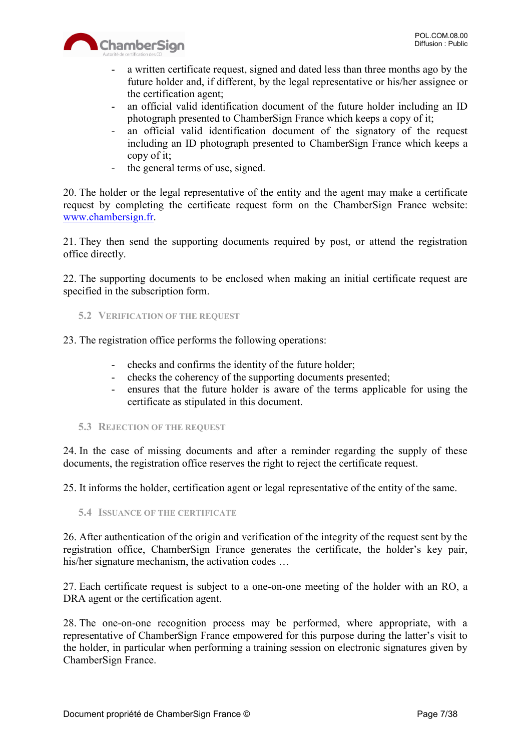- a written certificate request, signed and dated less than three months ago by the future holder and, if different, by the legal representative or his/her assignee or the certification agent;
- an official valid identification document of the future holder including an ID photograph presented to ChamberSign France which keeps a copy of it;
- an official valid identification document of the signatory of the request including an ID photograph presented to ChamberSign France which keeps a copy of it;
- the general terms of use, signed.

20. The holder or the legal representative of the entity and the agent may make a certificate request by completing the certificate request form on the ChamberSign France website: [www.chambersign.fr](http://www.chambersign.fr).

21. They then send the supporting documents required by post, or attend the registration office directly.

22. The supporting documents to be enclosed when making an initial certificate request are specified in the subscription form.

### 5.2 Verification of the request

23. The registration office performs the following operations:

- checks and confirms the identity of the future holder;
- checks the coherency of the supporting documents presented;
- ensures that the future holder is aware of the terms applicable for using the certificate as stipulated in this document.

### 5.3 Rejection of the request

24. In the case of missing documents and after a reminder regarding the supply of these documents, the registration office reserves the right to reject the certificate request.

25. It informs the holder, certification agent or legal representative of the entity of the same.

### 5.4 Issuance of the certificate

26. After authentication of the origin and verification of the integrity of the request sent by the registration office, ChamberSign France generates the certificate, the holder's key pair, his/her signature mechanism, the activation codes …

27. Each certificate request is subject to a one-on-one meeting of the holder with an RO, a DRA agent or the certification agent.

28. The one-on-one recognition process may be performed, where appropriate, with a representative of ChamberSign France empowered for this purpose during the latter's visit to the holder, in particular when performing a training session on electronic signatures given by ChamberSign France.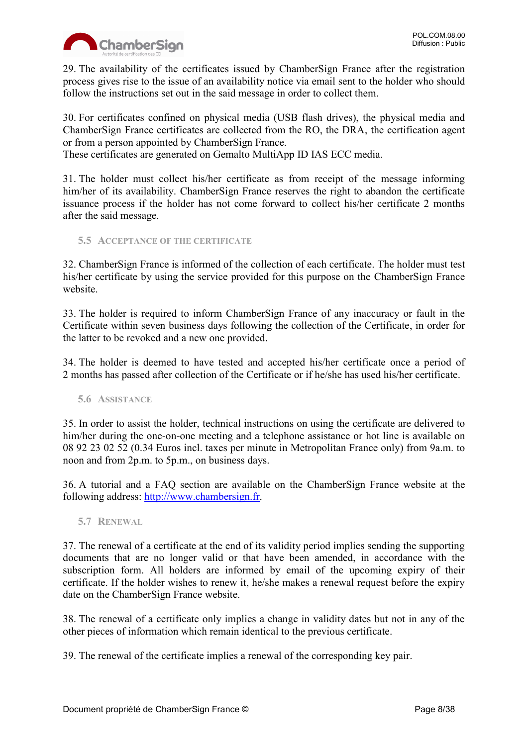29. The availability of the certificates issued by ChamberSign France after the registration process gives rise to the issue of an availability notice via email sent to the holder who should follow the instructions set out in the said message in order to collect them.

30. For certificates confined on physical media (USB flash drives), the physical media and ChamberSign France certificates are collected from the RO, the DRA, the certification agent or from a person appointed by ChamberSign France.
These certificates are generated on Gemalto MultiApp ID IAS ECC media.

31. The holder must collect his/her certificate as from receipt of the message informing him/her of its availability. ChamberSign France reserves the right to abandon the certificate issuance process if the holder has not come forward to collect his/her certificate 2 months after the said message.

### 5.5 Acceptance of the certificate

32. ChamberSign France is informed of the collection of each certificate. The holder must test his/her certificate by using the service provided for this purpose on the ChamberSign France website.

33. The holder is required to inform ChamberSign France of any inaccuracy or fault in the Certificate within seven business days following the collection of the Certificate, in order for the latter to be revoked and a new one provided.

34. The holder is deemed to have tested and accepted his/her certificate once a period of 2 months has passed after collection of the Certificate or if he/she has used his/her certificate.

### 5.6 Assistance

35. In order to assist the holder, technical instructions on using the certificate are delivered to him/her during the one-on-one meeting and a telephone assistance or hot line is available on 08 92 23 02 52 (0.34 Euros incl. taxes per minute in Metropolitan France only) from 9a.m. to noon and from 2p.m. to 5p.m., on business days.

36. A tutorial and a FAQ section are available on the ChamberSign France website at the following address: [http://www.chambersign.fr](http://www.chambersign.fr).

### 5.7 Renewal

37. The renewal of a certificate at the end of its validity period implies sending the supporting documents that are no longer valid or that have been amended, in accordance with the subscription form. All holders are informed by email of the upcoming expiry of their certificate. If the holder wishes to renew it, he/she makes a renewal request before the expiry date on the ChamberSign France website.

38. The renewal of a certificate only implies a change in validity dates but not in any of the other pieces of information which remain identical to the previous certificate.

39. The renewal of the certificate implies a renewal of the corresponding key pair.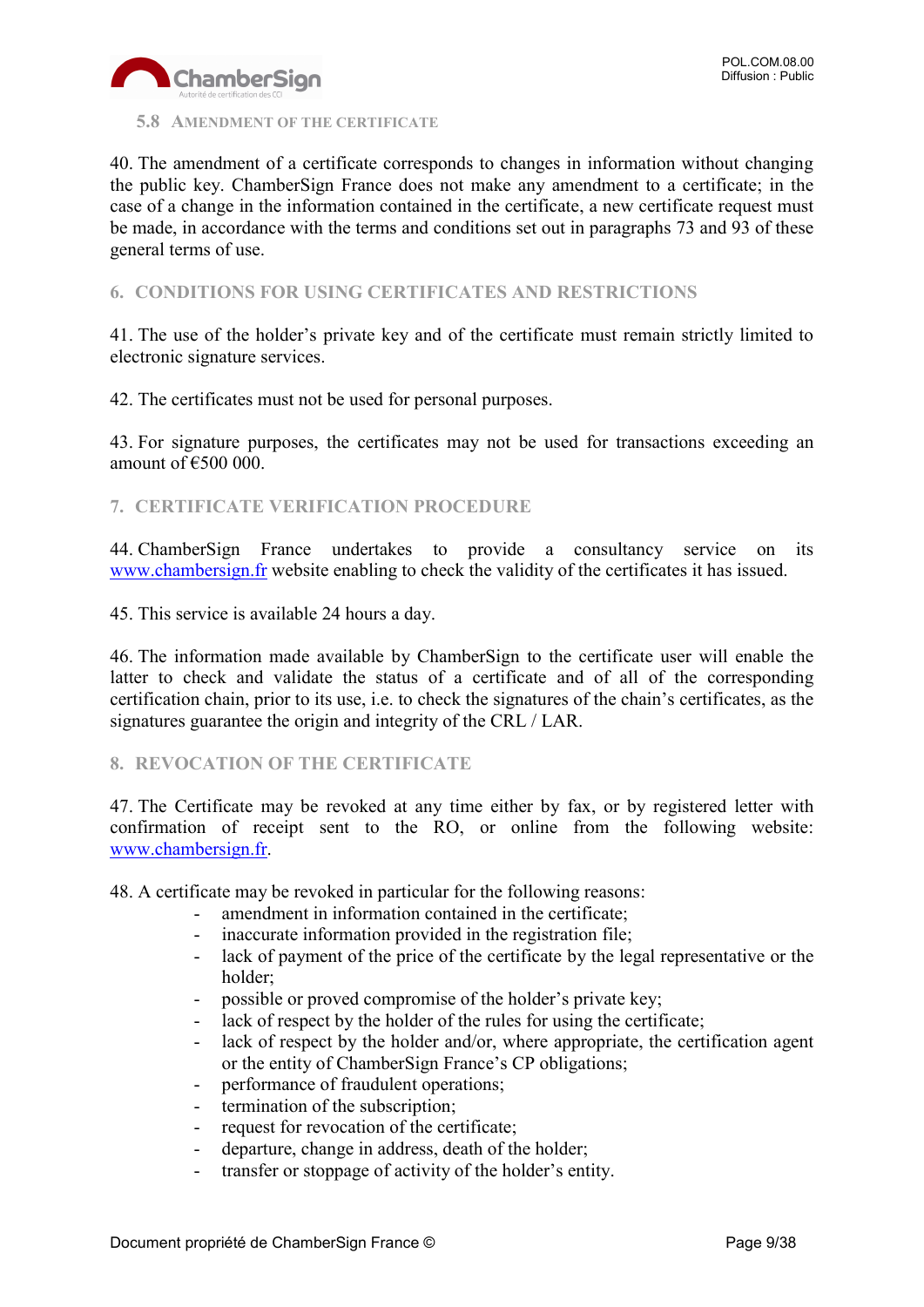### 5.8 Amendment of the certificate

40. The amendment of a certificate corresponds to changes in information without changing the public key. ChamberSign France does not make any amendment to a certificate; in the case of a change in the information contained in the certificate, a new certificate request must be made, in accordance with the terms and conditions set out in paragraphs 73 and 93 of these general terms of use.

## 6. CONDITIONS FOR USING CERTIFICATES AND RESTRICTIONS

41. The use of the holder's private key and of the certificate must remain strictly limited to electronic signature services.

42. The certificates must not be used for personal purposes.

43. For signature purposes, the certificates may not be used for transactions exceeding an amount of €500 000.

## 7. CERTIFICATE VERIFICATION PROCEDURE

44. ChamberSign France undertakes to provide a consultancy service on its [www.chambersign.fr](http://www.chambersign.fr) website enabling to check the validity of the certificates it has issued.

45. This service is available 24 hours a day.

46. The information made available by ChamberSign to the certificate user will enable the latter to check and validate the status of a certificate and of all of the corresponding certification chain, prior to its use, i.e. to check the signatures of the chain's certificates, as the signatures guarantee the origin and integrity of the CRL / LAR.

## 8. REVOCATION OF THE CERTIFICATE

47. The Certificate may be revoked at any time either by fax, or by registered letter with confirmation of receipt sent to the RO, or online from the following website: [www.chambersign.fr](http://www.chambersign.fr).

48. A certificate may be revoked in particular for the following reasons:

- amendment in information contained in the certificate;
- inaccurate information provided in the registration file;
- lack of payment of the price of the certificate by the legal representative or the holder;
- possible or proved compromise of the holder's private key;
- lack of respect by the holder of the rules for using the certificate;
- lack of respect by the holder and/or, where appropriate, the certification agent or the entity of ChamberSign France's CP obligations;
- performance of fraudulent operations;
- termination of the subscription;
- request for revocation of the certificate;
- departure, change in address, death of the holder;
- transfer or stoppage of activity of the holder's entity.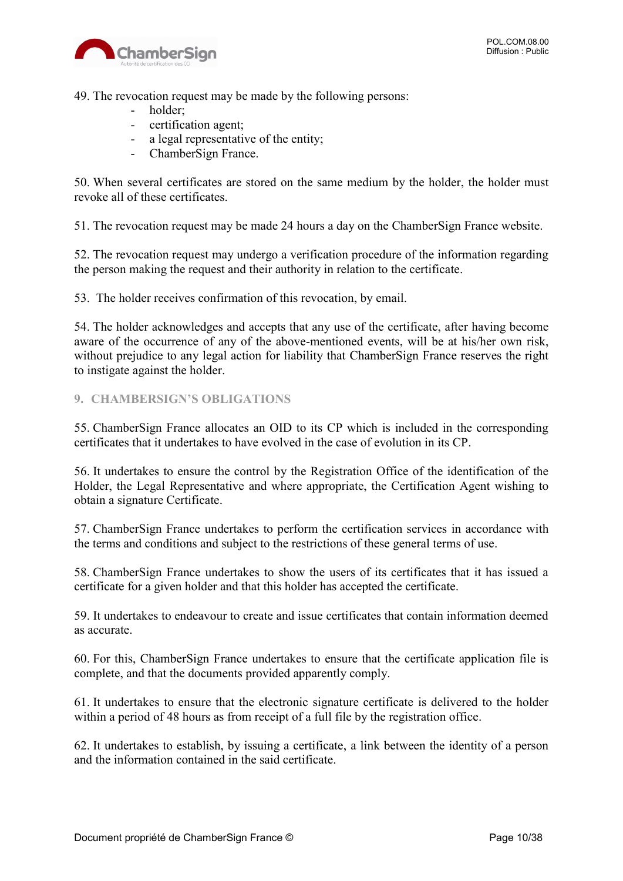49. The revocation request may be made by the following persons:

- holder;
- certification agent;
- a legal representative of the entity;
- ChamberSign France.

50. When several certificates are stored on the same medium by the holder, the holder must revoke all of these certificates.

51. The revocation request may be made 24 hours a day on the ChamberSign France website.

52. The revocation request may undergo a verification procedure of the information regarding the person making the request and their authority in relation to the certificate.

53. The holder receives confirmation of this revocation, by email.

54. The holder acknowledges and accepts that any use of the certificate, after having become aware of the occurrence of any of the above-mentioned events, will be at his/her own risk, without prejudice to any legal action for liability that ChamberSign France reserves the right to instigate against the holder.

## 9. CHAMBERSIGN'S OBLIGATIONS

55. ChamberSign France allocates an OID to its CP which is included in the corresponding certificates that it undertakes to have evolved in the case of evolution in its CP.

56. It undertakes to ensure the control by the Registration Office of the identification of the Holder, the Legal Representative and where appropriate, the Certification Agent wishing to obtain a signature Certificate.

57. ChamberSign France undertakes to perform the certification services in accordance with the terms and conditions and subject to the restrictions of these general terms of use.

58. ChamberSign France undertakes to show the users of its certificates that it has issued a certificate for a given holder and that this holder has accepted the certificate.

59. It undertakes to endeavour to create and issue certificates that contain information deemed as accurate.

60. For this, ChamberSign France undertakes to ensure that the certificate application file is complete, and that the documents provided apparently comply.

61. It undertakes to ensure that the electronic signature certificate is delivered to the holder within a period of 48 hours as from receipt of a full file by the registration office.

62. It undertakes to establish, by issuing a certificate, a link between the identity of a person and the information contained in the said certificate.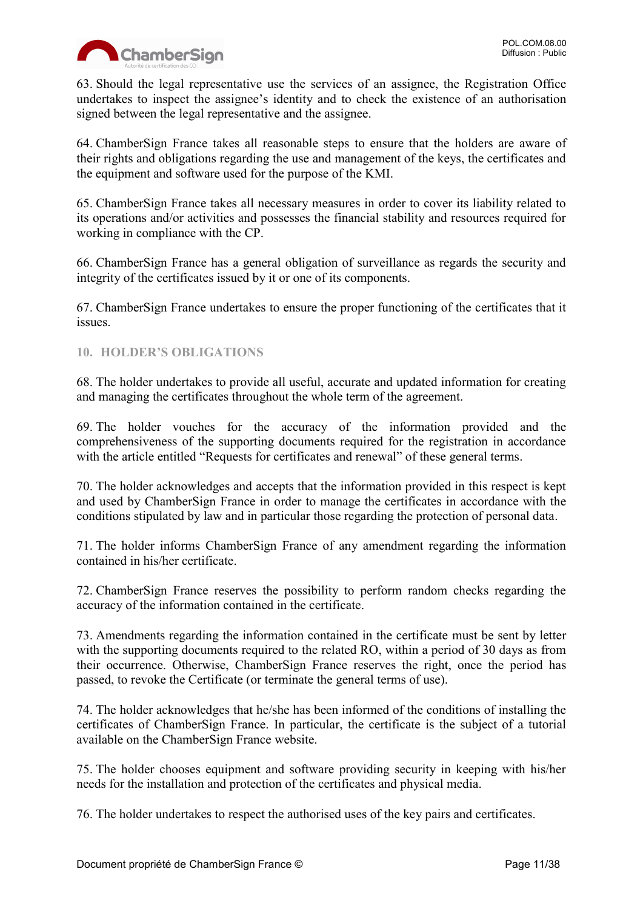63. Should the legal representative use the services of an assignee, the Registration Office undertakes to inspect the assignee's identity and to check the existence of an authorisation signed between the legal representative and the assignee.

64. ChamberSign France takes all reasonable steps to ensure that the holders are aware of their rights and obligations regarding the use and management of the keys, the certificates and the equipment and software used for the purpose of the KMI.

65. ChamberSign France takes all necessary measures in order to cover its liability related to its operations and/or activities and possesses the financial stability and resources required for working in compliance with the CP.

66. ChamberSign France has a general obligation of surveillance as regards the security and integrity of the certificates issued by it or one of its components.

67. ChamberSign France undertakes to ensure the proper functioning of the certificates that it issues.

## 10. HOLDER'S OBLIGATIONS

68. The holder undertakes to provide all useful, accurate and updated information for creating and managing the certificates throughout the whole term of the agreement.

69. The holder vouches for the accuracy of the information provided and the comprehensiveness of the supporting documents required for the registration in accordance with the article entitled "Requests for certificates and renewal" of these general terms.

70. The holder acknowledges and accepts that the information provided in this respect is kept and used by ChamberSign France in order to manage the certificates in accordance with the conditions stipulated by law and in particular those regarding the protection of personal data.

71. The holder informs ChamberSign France of any amendment regarding the information contained in his/her certificate.

72. ChamberSign France reserves the possibility to perform random checks regarding the accuracy of the information contained in the certificate.

73. Amendments regarding the information contained in the certificate must be sent by letter with the supporting documents required to the related RO, within a period of 30 days as from their occurrence. Otherwise, ChamberSign France reserves the right, once the period has passed, to revoke the Certificate (or terminate the general terms of use).

74. The holder acknowledges that he/she has been informed of the conditions of installing the certificates of ChamberSign France. In particular, the certificate is the subject of a tutorial available on the ChamberSign France website.

75. The holder chooses equipment and software providing security in keeping with his/her needs for the installation and protection of the certificates and physical media.

76. The holder undertakes to respect the authorised uses of the key pairs and certificates.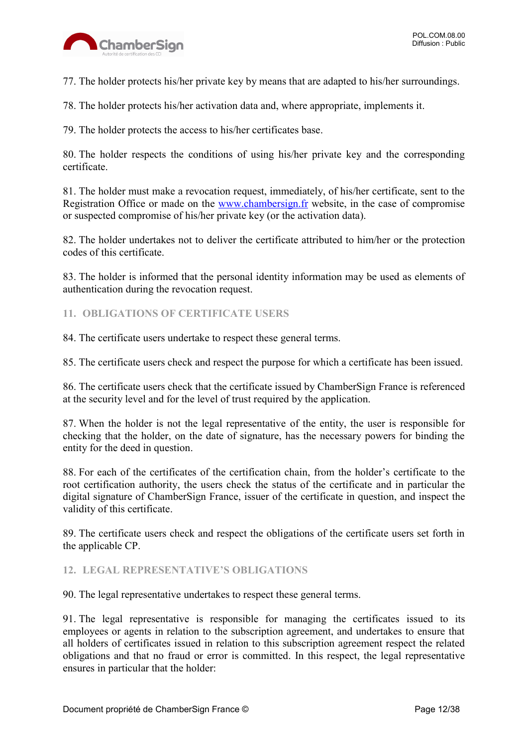77. The holder protects his/her private key by means that are adapted to his/her surroundings.

78. The holder protects his/her activation data and, where appropriate, implements it.

79. The holder protects the access to his/her certificates base.

80. The holder respects the conditions of using his/her private key and the corresponding certificate.

81. The holder must make a revocation request, immediately, of his/her certificate, sent to the Registration Office or made on the www.chambersign.fr website, in the case of compromise or suspected compromise of his/her private key (or the activation data).

82. The holder undertakes not to deliver the certificate attributed to him/her or the protection codes of this certificate.

83. The holder is informed that the personal identity information may be used as elements of authentication during the revocation request.

## 11. OBLIGATIONS OF CERTIFICATE USERS

84. The certificate users undertake to respect these general terms.

85. The certificate users check and respect the purpose for which a certificate has been issued.

86. The certificate users check that the certificate issued by ChamberSign France is referenced at the security level and for the level of trust required by the application.

87. When the holder is not the legal representative of the entity, the user is responsible for checking that the holder, on the date of signature, has the necessary powers for binding the entity for the deed in question.

88. For each of the certificates of the certification chain, from the holder's certificate to the root certification authority, the users check the status of the certificate and in particular the digital signature of ChamberSign France, issuer of the certificate in question, and inspect the validity of this certificate.

89. The certificate users check and respect the obligations of the certificate users set forth in the applicable CP.

## 12. LEGAL REPRESENTATIVE'S OBLIGATIONS

90. The legal representative undertakes to respect these general terms.

91. The legal representative is responsible for managing the certificates issued to its employees or agents in relation to the subscription agreement, and undertakes to ensure that all holders of certificates issued in relation to this subscription agreement respect the related obligations and that no fraud or error is committed. In this respect, the legal representative ensures in particular that the holder: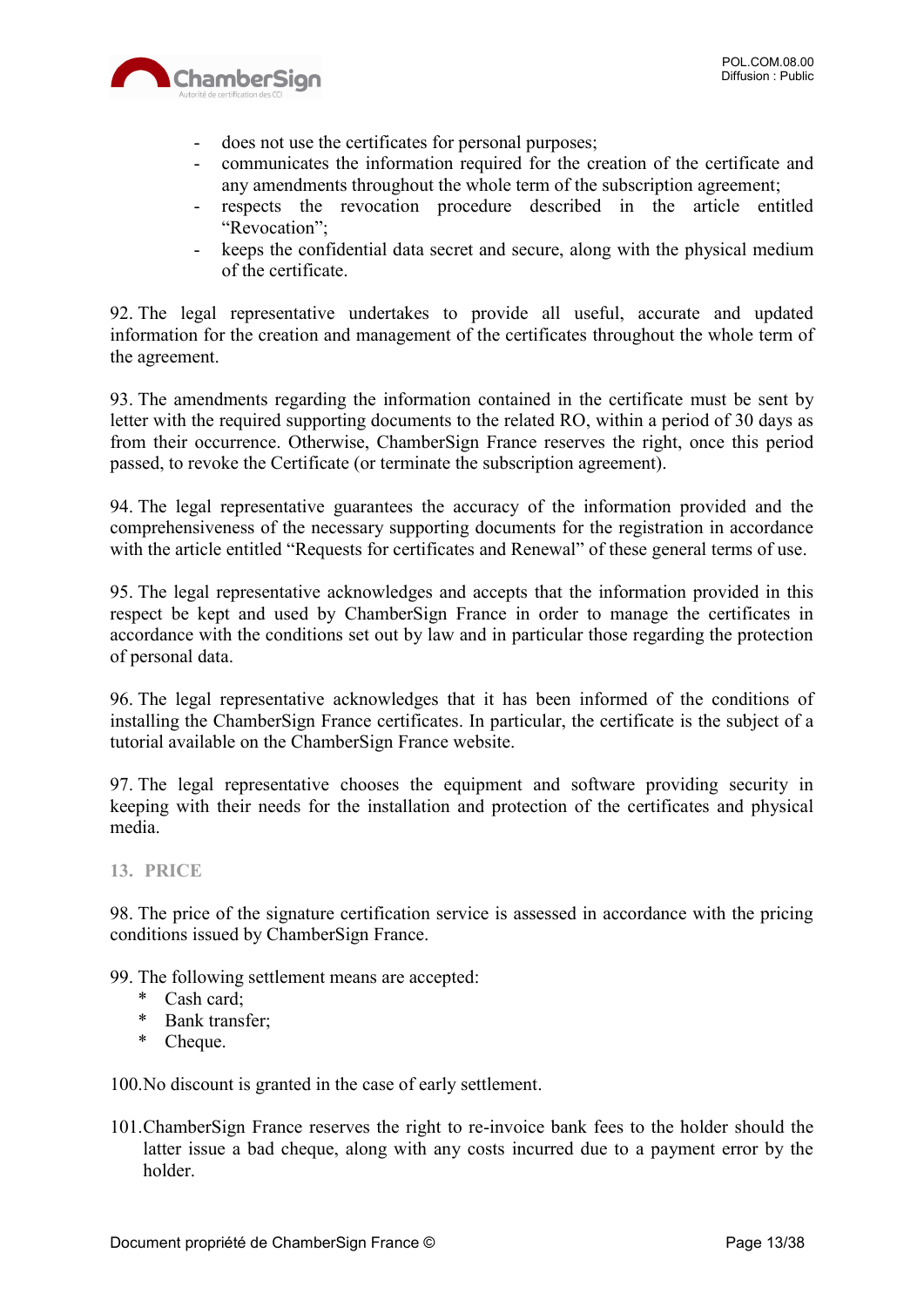- does not use the certificates for personal purposes;
- communicates the information required for the creation of the certificate and any amendments throughout the whole term of the subscription agreement;
- respects the revocation procedure described in the article entitled "Revocation";
- keeps the confidential data secret and secure, along with the physical medium of the certificate.

92. The legal representative undertakes to provide all useful, accurate and updated information for the creation and management of the certificates throughout the whole term of the agreement.

93. The amendments regarding the information contained in the certificate must be sent by letter with the required supporting documents to the related RO, within a period of 30 days as from their occurrence. Otherwise, ChamberSign France reserves the right, once this period passed, to revoke the Certificate (or terminate the subscription agreement).

94. The legal representative guarantees the accuracy of the information provided and the comprehensiveness of the necessary supporting documents for the registration in accordance with the article entitled "Requests for certificates and Renewal" of these general terms of use.

95. The legal representative acknowledges and accepts that the information provided in this respect be kept and used by ChamberSign France in order to manage the certificates in accordance with the conditions set out by law and in particular those regarding the protection of personal data.

96. The legal representative acknowledges that it has been informed of the conditions of installing the ChamberSign France certificates. In particular, the certificate is the subject of a tutorial available on the ChamberSign France website.

97. The legal representative chooses the equipment and software providing security in keeping with their needs for the installation and protection of the certificates and physical media.

## 13. PRICE

98. The price of the signature certification service is assessed in accordance with the pricing conditions issued by ChamberSign France.

99. The following settlement means are accepted:

* Cash card;
* Bank transfer;
* Cheque.

100. No discount is granted in the case of early settlement.

101. ChamberSign France reserves the right to re-invoice bank fees to the holder should the latter issue a bad cheque, along with any costs incurred due to a payment error by the holder.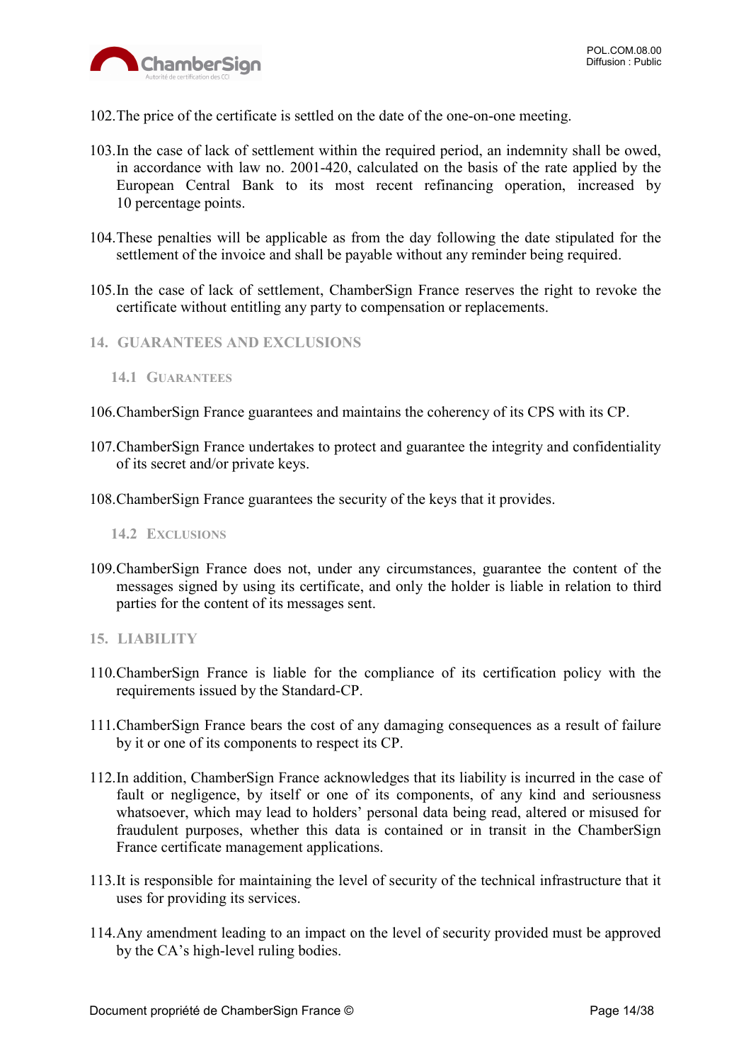102.The price of the certificate is settled on the date of the one-on-one meeting.

103.In the case of lack of settlement within the required period, an indemnity shall be owed, in accordance with law no. 2001-420, calculated on the basis of the rate applied by the European Central Bank to its most recent refinancing operation, increased by 10 percentage points.

104.These penalties will be applicable as from the day following the date stipulated for the settlement of the invoice and shall be payable without any reminder being required.

105.In the case of lack of settlement, ChamberSign France reserves the right to revoke the certificate without entitling any party to compensation or replacements.

## 14. GUARANTEES AND EXCLUSIONS

### 14.1 Guarantees

106.ChamberSign France guarantees and maintains the coherency of its CPS with its CP.

107.ChamberSign France undertakes to protect and guarantee the integrity and confidentiality of its secret and/or private keys.

108.ChamberSign France guarantees the security of the keys that it provides.

### 14.2 Exclusions

109.ChamberSign France does not, under any circumstances, guarantee the content of the messages signed by using its certificate, and only the holder is liable in relation to third parties for the content of its messages sent.

## 15. LIABILITY

110.ChamberSign France is liable for the compliance of its certification policy with the requirements issued by the Standard-CP.

111.ChamberSign France bears the cost of any damaging consequences as a result of failure by it or one of its components to respect its CP.

112.In addition, ChamberSign France acknowledges that its liability is incurred in the case of fault or negligence, by itself or one of its components, of any kind and seriousness whatsoever, which may lead to holders' personal data being read, altered or misused for fraudulent purposes, whether this data is contained or in transit in the ChamberSign France certificate management applications.

113.It is responsible for maintaining the level of security of the technical infrastructure that it uses for providing its services.

114.Any amendment leading to an impact on the level of security provided must be approved by the CA's high-level ruling bodies.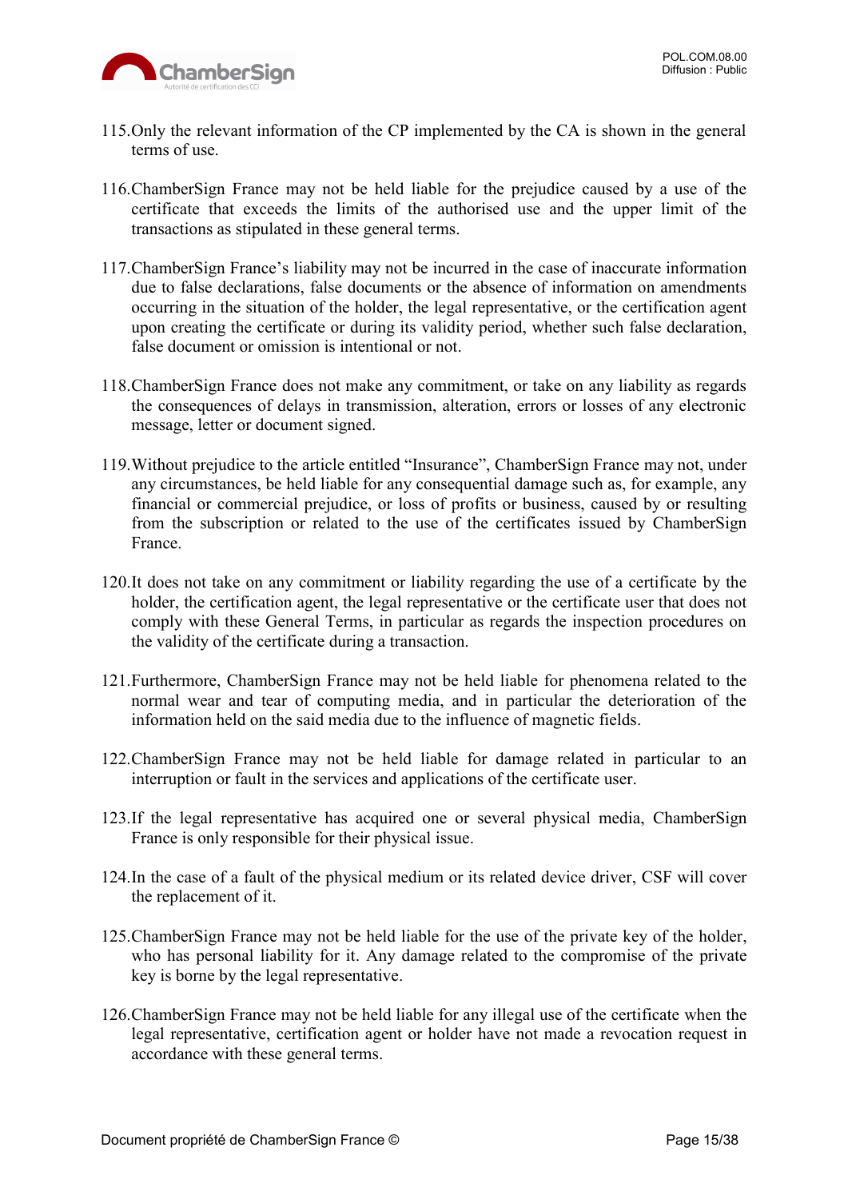115. Only the relevant information of the CP implemented by the CA is shown in the general terms of use.

116. ChamberSign France may not be held liable for the prejudice caused by a use of the certificate that exceeds the limits of the authorised use and the upper limit of the transactions as stipulated in these general terms.

117. ChamberSign France's liability may not be incurred in the case of inaccurate information due to false declarations, false documents or the absence of information on amendments occurring in the situation of the holder, the legal representative, or the certification agent upon creating the certificate or during its validity period, whether such false declaration, false document or omission is intentional or not.

118. ChamberSign France does not make any commitment, or take on any liability as regards the consequences of delays in transmission, alteration, errors or losses of any electronic message, letter or document signed.

119. Without prejudice to the article entitled "Insurance", ChamberSign France may not, under any circumstances, be held liable for any consequential damage such as, for example, any financial or commercial prejudice, or loss of profits or business, caused by or resulting from the subscription or related to the use of the certificates issued by ChamberSign France.

120. It does not take on any commitment or liability regarding the use of a certificate by the holder, the certification agent, the legal representative or the certificate user that does not comply with these General Terms, in particular as regards the inspection procedures on the validity of the certificate during a transaction.

121. Furthermore, ChamberSign France may not be held liable for phenomena related to the normal wear and tear of computing media, and in particular the deterioration of the information held on the said media due to the influence of magnetic fields.

122. ChamberSign France may not be held liable for damage related in particular to an interruption or fault in the services and applications of the certificate user.

123. If the legal representative has acquired one or several physical media, ChamberSign France is only responsible for their physical issue.

124. In the case of a fault of the physical medium or its related device driver, CSF will cover the replacement of it.

125. ChamberSign France may not be held liable for the use of the private key of the holder, who has personal liability for it. Any damage related to the compromise of the private key is borne by the legal representative.

126. ChamberSign France may not be held liable for any illegal use of the certificate when the legal representative, certification agent or holder have not made a revocation request in accordance with these general terms.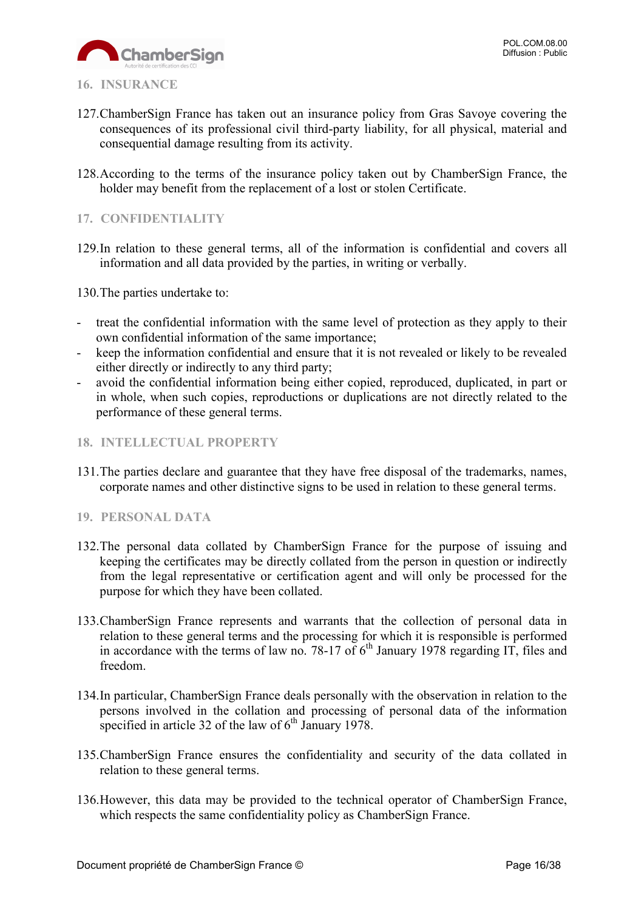## 16. INSURANCE

127. ChamberSign France has taken out an insurance policy from Gras Savoye covering the consequences of its professional civil third-party liability, for all physical, material and consequential damage resulting from its activity.

128. According to the terms of the insurance policy taken out by ChamberSign France, the holder may benefit from the replacement of a lost or stolen Certificate.

## 17. CONFIDENTIALITY

129. In relation to these general terms, all of the information is confidential and covers all information and all data provided by the parties, in writing or verbally.

130. The parties undertake to:

- treat the confidential information with the same level of protection as they apply to their own confidential information of the same importance;
- keep the information confidential and ensure that it is not revealed or likely to be revealed either directly or indirectly to any third party;
- avoid the confidential information being either copied, reproduced, duplicated, in part or in whole, when such copies, reproductions or duplications are not directly related to the performance of these general terms.

## 18. INTELLECTUAL PROPERTY

131. The parties declare and guarantee that they have free disposal of the trademarks, names, corporate names and other distinctive signs to be used in relation to these general terms.

## 19. PERSONAL DATA

132. The personal data collated by ChamberSign France for the purpose of issuing and keeping the certificates may be directly collated from the person in question or indirectly from the legal representative or certification agent and will only be processed for the purpose for which they have been collated.

133. ChamberSign France represents and warrants that the collection of personal data in relation to these general terms and the processing for which it is responsible is performed in accordance with the terms of law no. 78-17 of 6th January 1978 regarding IT, files and freedom.

134. In particular, ChamberSign France deals personally with the observation in relation to the persons involved in the collation and processing of personal data of the information specified in article 32 of the law of 6th January 1978.

135. ChamberSign France ensures the confidentiality and security of the data collated in relation to these general terms.

136. However, this data may be provided to the technical operator of ChamberSign France, which respects the same confidentiality policy as ChamberSign France.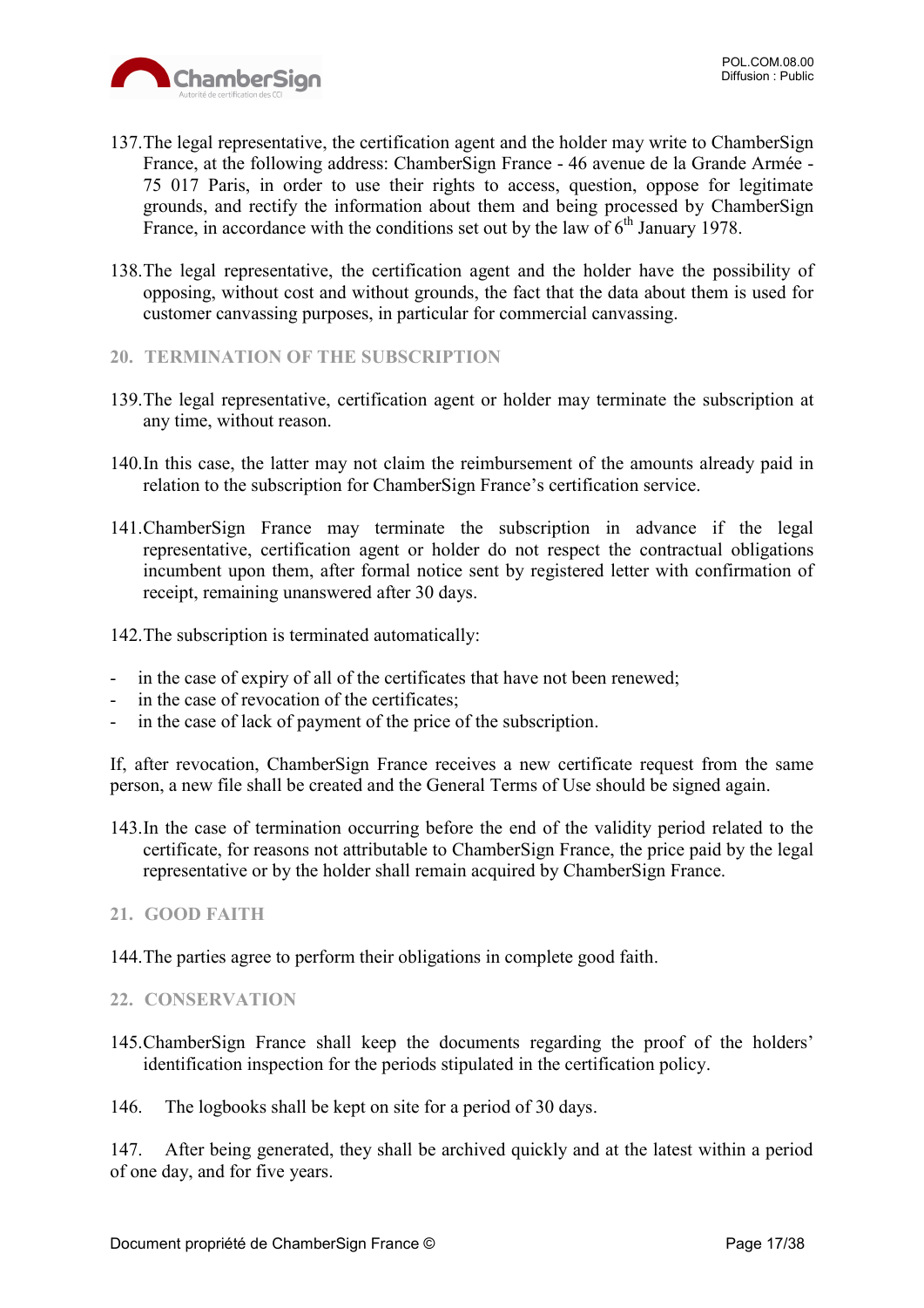137. The legal representative, the certification agent and the holder may write to ChamberSign France, at the following address: ChamberSign France - 46 avenue de la Grande Armée - 75 017 Paris, in order to use their rights to access, question, oppose for legitimate grounds, and rectify the information about them and being processed by ChamberSign France, in accordance with the conditions set out by the law of 6th January 1978.

138. The legal representative, the certification agent and the holder have the possibility of opposing, without cost and without grounds, the fact that the data about them is used for customer canvassing purposes, in particular for commercial canvassing.

## 20. TERMINATION OF THE SUBSCRIPTION

139. The legal representative, certification agent or holder may terminate the subscription at any time, without reason.

140. In this case, the latter may not claim the reimbursement of the amounts already paid in relation to the subscription for ChamberSign France's certification service.

141. ChamberSign France may terminate the subscription in advance if the legal representative, certification agent or holder do not respect the contractual obligations incumbent upon them, after formal notice sent by registered letter with confirmation of receipt, remaining unanswered after 30 days.

142. The subscription is terminated automatically:

- in the case of expiry of all of the certificates that have not been renewed;
- in the case of revocation of the certificates;
- in the case of lack of payment of the price of the subscription.

If, after revocation, ChamberSign France receives a new certificate request from the same person, a new file shall be created and the General Terms of Use should be signed again.

143. In the case of termination occurring before the end of the validity period related to the certificate, for reasons not attributable to ChamberSign France, the price paid by the legal representative or by the holder shall remain acquired by ChamberSign France.

## 21. GOOD FAITH

144. The parties agree to perform their obligations in complete good faith.

## 22. CONSERVATION

145. ChamberSign France shall keep the documents regarding the proof of the holders' identification inspection for the periods stipulated in the certification policy.

146. The logbooks shall be kept on site for a period of 30 days.

147. After being generated, they shall be archived quickly and at the latest within a period of one day, and for five years.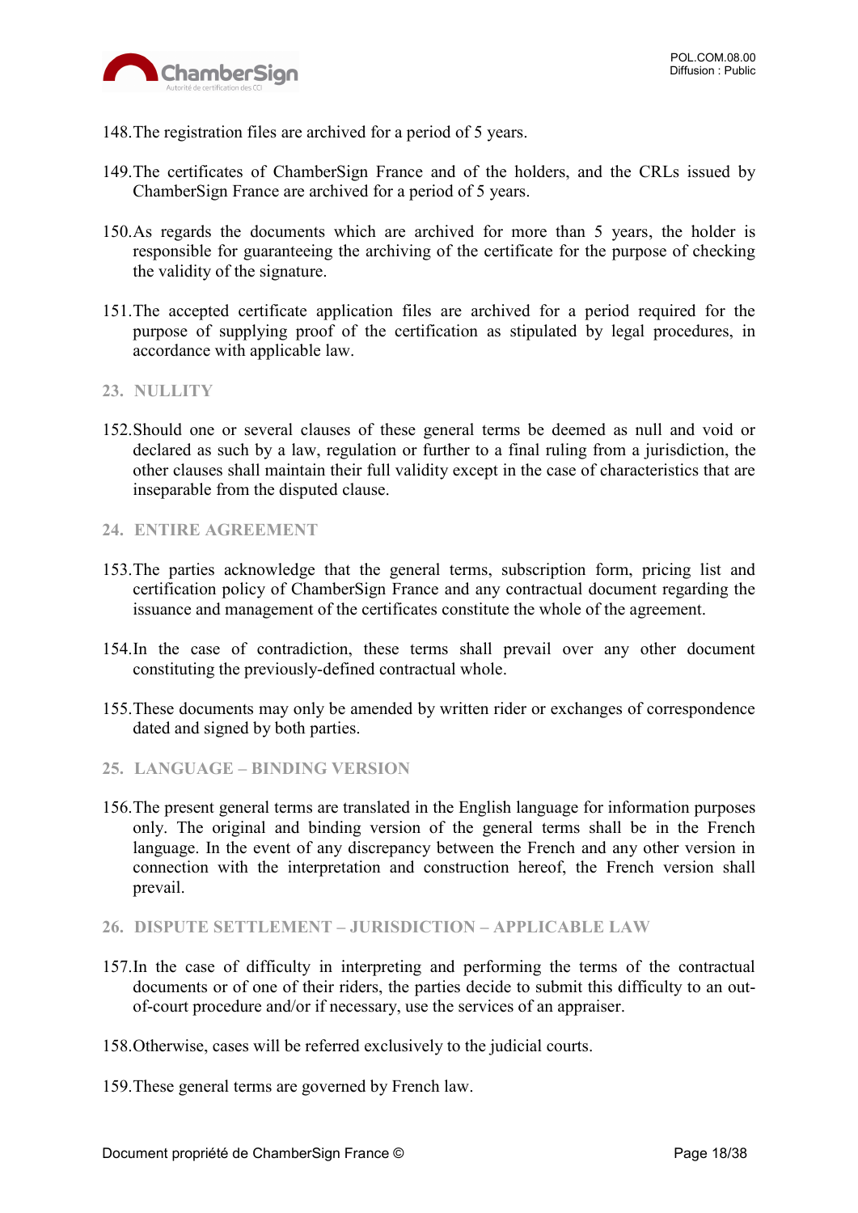148. The registration files are archived for a period of 5 years.

149. The certificates of ChamberSign France and of the holders, and the CRLs issued by ChamberSign France are archived for a period of 5 years.

150. As regards the documents which are archived for more than 5 years, the holder is responsible for guaranteeing the archiving of the certificate for the purpose of checking the validity of the signature.

151. The accepted certificate application files are archived for a period required for the purpose of supplying proof of the certification as stipulated by legal procedures, in accordance with applicable law.

## 23. NULLITY

152. Should one or several clauses of these general terms be deemed as null and void or declared as such by a law, regulation or further to a final ruling from a jurisdiction, the other clauses shall maintain their full validity except in the case of characteristics that are inseparable from the disputed clause.

## 24. ENTIRE AGREEMENT

153. The parties acknowledge that the general terms, subscription form, pricing list and certification policy of ChamberSign France and any contractual document regarding the issuance and management of the certificates constitute the whole of the agreement.

154. In the case of contradiction, these terms shall prevail over any other document constituting the previously-defined contractual whole.

155. These documents may only be amended by written rider or exchanges of correspondence dated and signed by both parties.

## 25. LANGUAGE – BINDING VERSION

156. The present general terms are translated in the English language for information purposes only. The original and binding version of the general terms shall be in the French language. In the event of any discrepancy between the French and any other version in connection with the interpretation and construction hereof, the French version shall prevail.

## 26. DISPUTE SETTLEMENT – JURISDICTION – APPLICABLE LAW

157. In the case of difficulty in interpreting and performing the terms of the contractual documents or of one of their riders, the parties decide to submit this difficulty to an out-of-court procedure and/or if necessary, use the services of an appraiser.

158. Otherwise, cases will be referred exclusively to the judicial courts.

159. These general terms are governed by French law.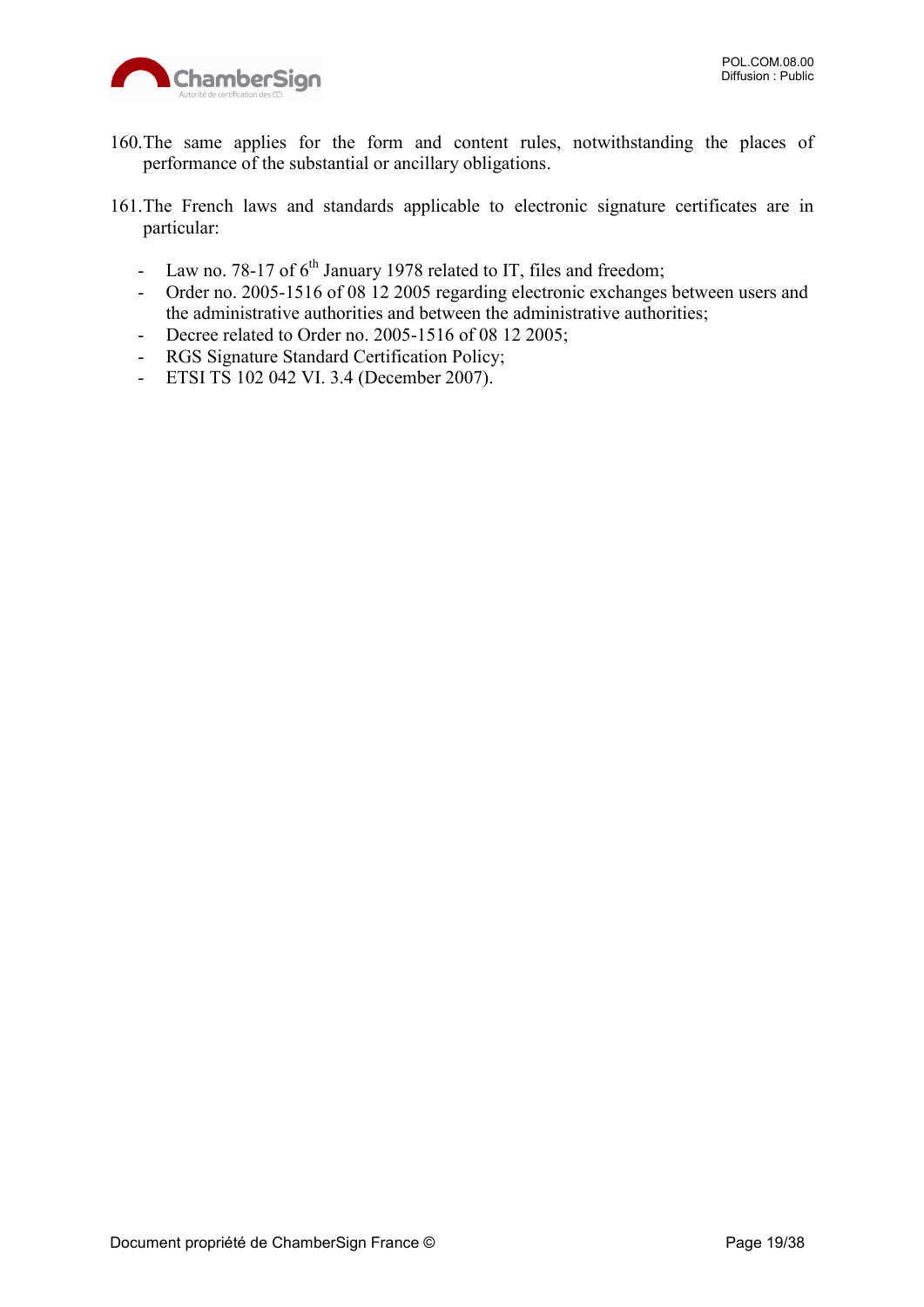160. The same applies for the form and content rules, notwithstanding the places of performance of the substantial or ancillary obligations.

161. The French laws and standards applicable to electronic signature certificates are in particular:

- Law no. 78-17 of 6th January 1978 related to IT, files and freedom;
- Order no. 2005-1516 of 08 12 2005 regarding electronic exchanges between users and the administrative authorities and between the administrative authorities;
- Decree related to Order no. 2005-1516 of 08 12 2005;
- RGS Signature Standard Certification Policy;
- ETSI TS 102 042 VI. 3.4 (December 2007).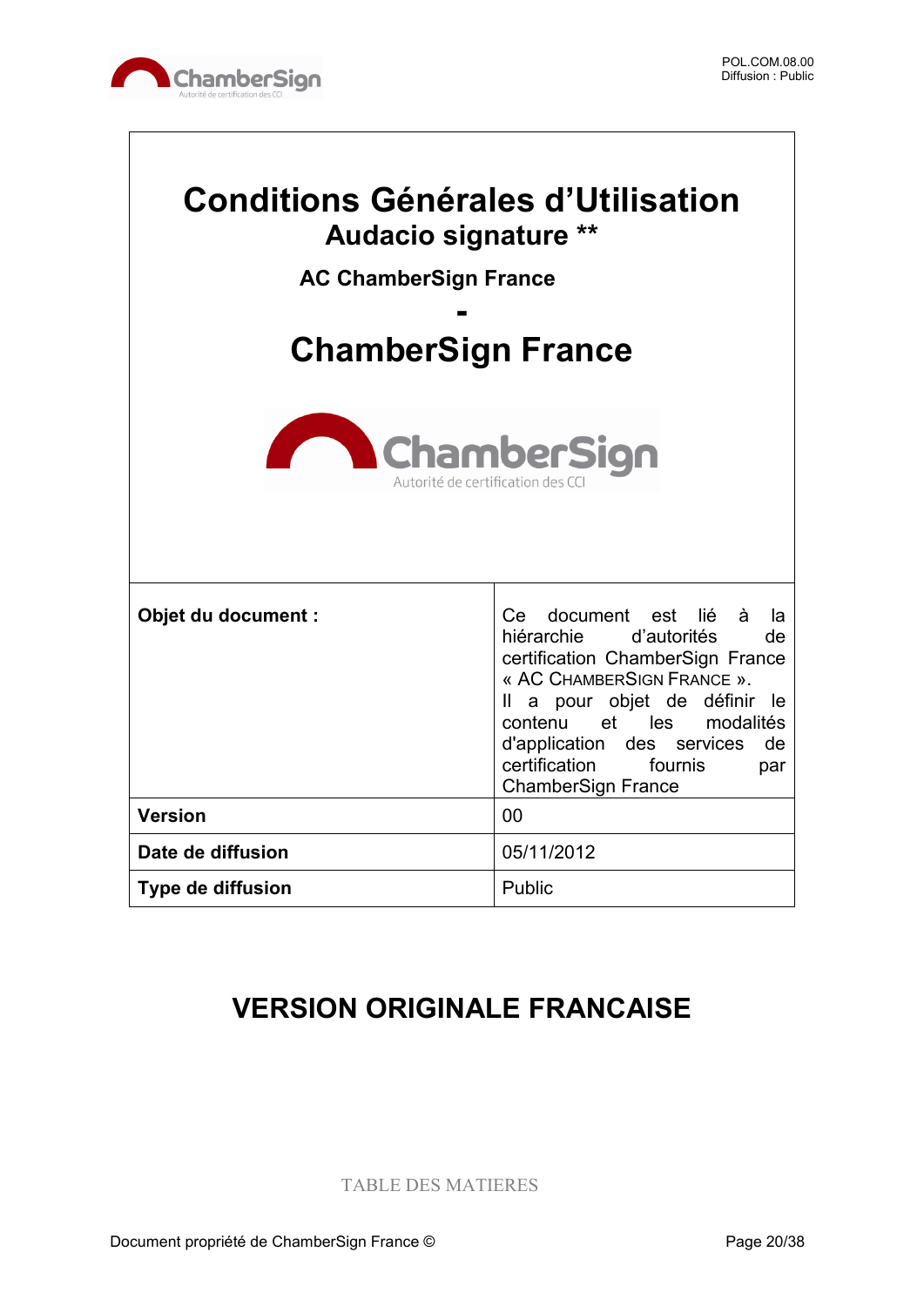# Conditions Générales d'Utilisation

## Audacio signature **

### AC ChamberSign France

**-**

## ChamberSign France

| **Objet du document :** | Ce document est lié à la hiérarchie d'autorités de certification ChamberSign France « AC ChamberSign France ». Il a pour objet de définir le contenu et les modalités d'application des services de certification fournis par ChamberSign France |
|---|---|
| **Version** | 00 |
| **Date de diffusion** | 05/11/2012 |
| **Type de diffusion** | Public |

## VERSION ORIGINALE FRANCAISE

TABLE DES MATIERES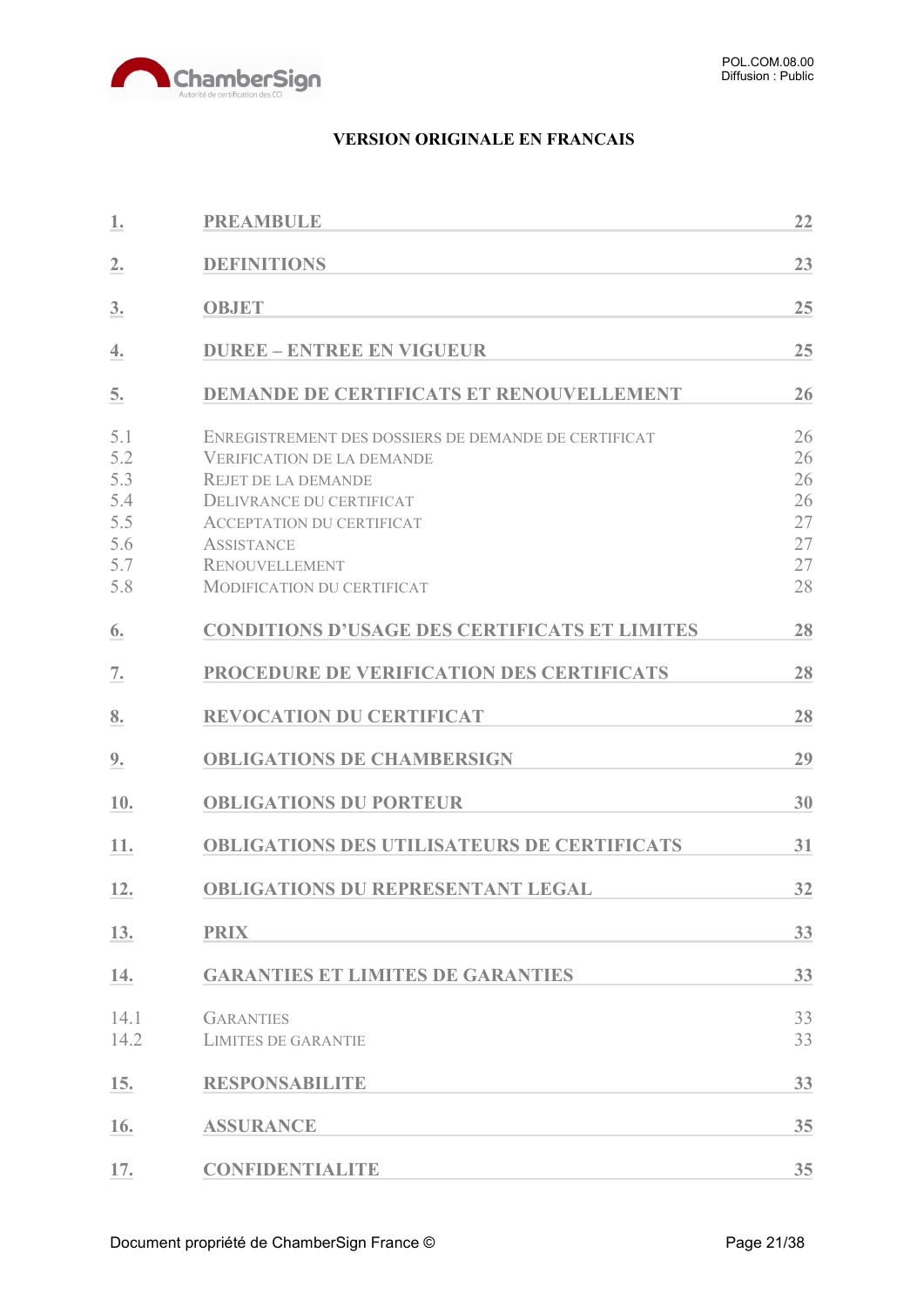**VERSION ORIGINALE EN FRANCAIS**

| | | |
|---|---|---|
| 1. | PREAMBULE | 22 |
| 2. | DEFINITIONS | 23 |
| 3. | OBJET | 25 |
| 4. | DUREE – ENTREE EN VIGUEUR | 25 |
| 5. | DEMANDE DE CERTIFICATS ET RENOUVELLEMENT | 26 |
| 5.1 | ENREGISTREMENT DES DOSSIERS DE DEMANDE DE CERTIFICAT | 26 |
| 5.2 | VERIFICATION DE LA DEMANDE | 26 |
| 5.3 | REJET DE LA DEMANDE | 26 |
| 5.4 | DELIVRANCE DU CERTIFICAT | 26 |
| 5.5 | ACCEPTATION DU CERTIFICAT | 27 |
| 5.6 | ASSISTANCE | 27 |
| 5.7 | RENOUVELLEMENT | 27 |
| 5.8 | MODIFICATION DU CERTIFICAT | 28 |
| 6. | CONDITIONS D'USAGE DES CERTIFICATS ET LIMITES | 28 |
| 7. | PROCEDURE DE VERIFICATION DES CERTIFICATS | 28 |
| 8. | REVOCATION DU CERTIFICAT | 28 |
| 9. | OBLIGATIONS DE CHAMBERSIGN | 29 |
| 10. | OBLIGATIONS DU PORTEUR | 30 |
| 11. | OBLIGATIONS DES UTILISATEURS DE CERTIFICATS | 31 |
| 12. | OBLIGATIONS DU REPRESENTANT LEGAL | 32 |
| 13. | PRIX | 33 |
| 14. | GARANTIES ET LIMITES DE GARANTIES | 33 |
| 14.1 | GARANTIES | 33 |
| 14.2 | LIMITES DE GARANTIE | 33 |
| 15. | RESPONSABILITE | 33 |
| 16. | ASSURANCE | 35 |
| 17. | CONFIDENTIALITE | 35 |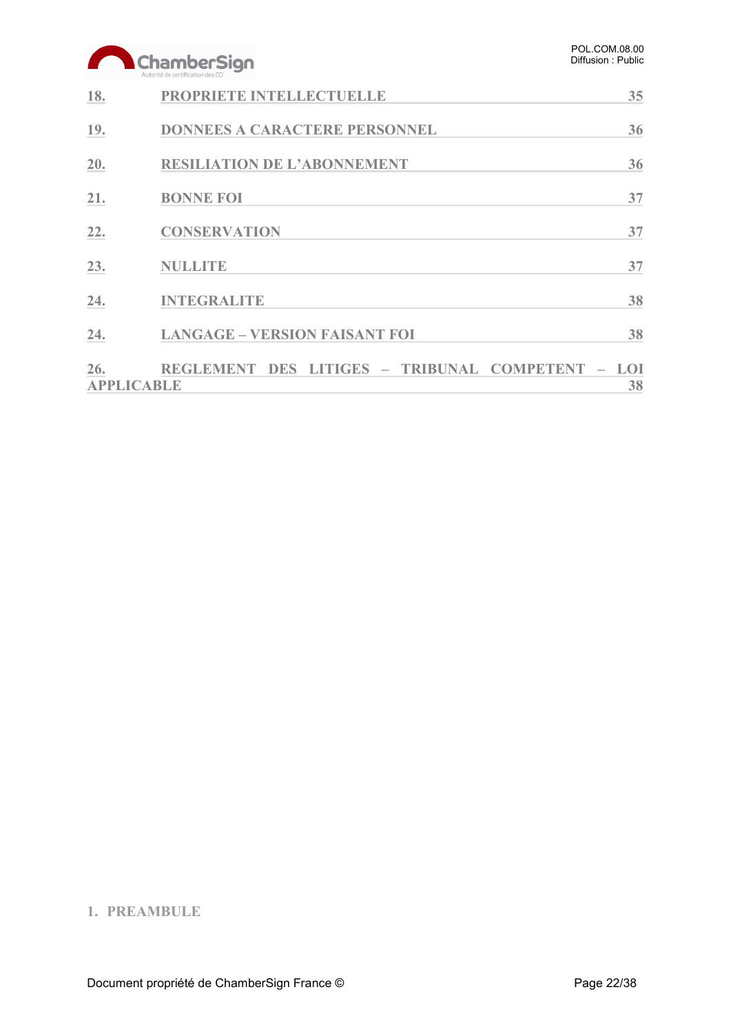18. PROPRIETE INTELLECTUELLE 35

19. DONNEES A CARACTERE PERSONNEL 36

20. RESILIATION DE L'ABONNEMENT 36

21. BONNE FOI 37

22. CONSERVATION 37

23. NULLITE 37

24. INTEGRALITE 38

24. LANGAGE – VERSION FAISANT FOI 38

26. REGLEMENT DES LITIGES – TRIBUNAL COMPETENT – LOI APPLICABLE 38

# 1. PREAMBULE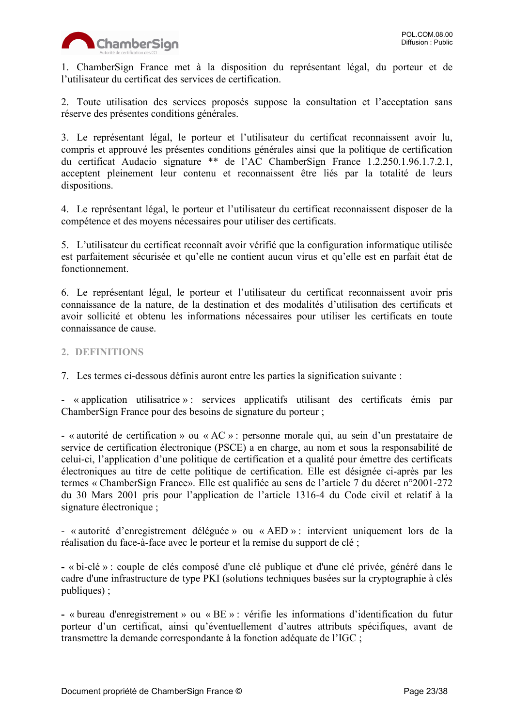1. ChamberSign France met à la disposition du représentant légal, du porteur et de l'utilisateur du certificat des services de certification.

2. Toute utilisation des services proposés suppose la consultation et l'acceptation sans réserve des présentes conditions générales.

3. Le représentant légal, le porteur et l'utilisateur du certificat reconnaissent avoir lu, compris et approuvé les présentes conditions générales ainsi que la politique de certification du certificat Audacio signature ** de l'AC ChamberSign France 1.2.250.1.96.1.7.2.1, acceptent pleinement leur contenu et reconnaissent être liés par la totalité de leurs dispositions.

4. Le représentant légal, le porteur et l'utilisateur du certificat reconnaissent disposer de la compétence et des moyens nécessaires pour utiliser des certificats.

5. L'utilisateur du certificat reconnaît avoir vérifié que la configuration informatique utilisée est parfaitement sécurisée et qu'elle ne contient aucun virus et qu'elle est en parfait état de fonctionnement.

6. Le représentant légal, le porteur et l'utilisateur du certificat reconnaissent avoir pris connaissance de la nature, de la destination et des modalités d'utilisation des certificats et avoir sollicité et obtenu les informations nécessaires pour utiliser les certificats en toute connaissance de cause.

## 2. DEFINITIONS

7. Les termes ci-dessous définis auront entre les parties la signification suivante :

- « application utilisatrice » : services applicatifs utilisant des certificats émis par ChamberSign France pour des besoins de signature du porteur ;

- « autorité de certification » ou « AC » : personne morale qui, au sein d'un prestataire de service de certification électronique (PSCE) a en charge, au nom et sous la responsabilité de celui-ci, l'application d'une politique de certification et a qualité pour émettre des certificats électroniques au titre de cette politique de certification. Elle est désignée ci-après par les termes « ChamberSign France». Elle est qualifiée au sens de l'article 7 du décret n°2001-272 du 30 Mars 2001 pris pour l'application de l'article 1316-4 du Code civil et relatif à la signature électronique ;

- « autorité d'enregistrement déléguée » ou « AED » : intervient uniquement lors de la réalisation du face-à-face avec le porteur et la remise du support de clé ;

- « bi-clé » : couple de clés composé d'une clé publique et d'une clé privée, généré dans le cadre d'une infrastructure de type PKI (solutions techniques basées sur la cryptographie à clés publiques) ;

- « bureau d'enregistrement » ou « BE » : vérifie les informations d'identification du futur porteur d'un certificat, ainsi qu'éventuellement d'autres attributs spécifiques, avant de transmettre la demande correspondante à la fonction adéquate de l'IGC ;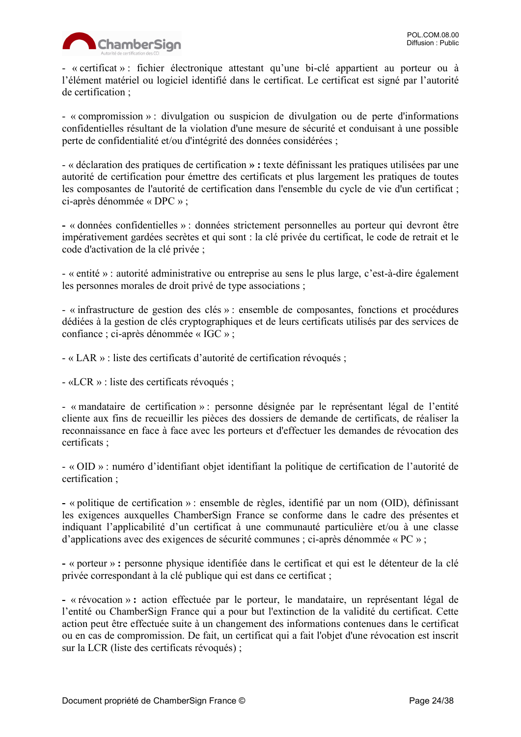- « certificat » : fichier électronique attestant qu'une bi-clé appartient au porteur ou à l'élément matériel ou logiciel identifié dans le certificat. Le certificat est signé par l'autorité de certification ;

- « compromission » : divulgation ou suspicion de divulgation ou de perte d'informations confidentielles résultant de la violation d'une mesure de sécurité et conduisant à une possible perte de confidentialité et/ou d'intégrité des données considérées ;

- « déclaration des pratiques de certification **» :** texte définissant les pratiques utilisées par une autorité de certification pour émettre des certificats et plus largement les pratiques de toutes les composantes de l'autorité de certification dans l'ensemble du cycle de vie d'un certificat ; ci-après dénommée « DPC » ;

**-** « données confidentielles » : données strictement personnelles au porteur qui devront être impérativement gardées secrètes et qui sont : la clé privée du certificat, le code de retrait et le code d'activation de la clé privée ;

- « entité » : autorité administrative ou entreprise au sens le plus large, c'est-à-dire également les personnes morales de droit privé de type associations ;

- « infrastructure de gestion des clés » : ensemble de composantes, fonctions et procédures dédiées à la gestion de clés cryptographiques et de leurs certificats utilisés par des services de confiance ; ci-après dénommée « IGC » ;

- « LAR » : liste des certificats d'autorité de certification révoqués ;

- «LCR » : liste des certificats révoqués ;

- « mandataire de certification » : personne désignée par le représentant légal de l'entité cliente aux fins de recueillir les pièces des dossiers de demande de certificats, de réaliser la reconnaissance en face à face avec les porteurs et d'effectuer les demandes de révocation des certificats ;

- « OID » : numéro d'identifiant objet identifiant la politique de certification de l'autorité de certification ;

**-** « politique de certification » : ensemble de règles, identifié par un nom (OID), définissant les exigences auxquelles ChamberSign France se conforme dans le cadre des présentes et indiquant l'applicabilité d'un certificat à une communauté particulière et/ou à une classe d'applications avec des exigences de sécurité communes ; ci-après dénommée « PC » ;

**-** « porteur » **:** personne physique identifiée dans le certificat et qui est le détenteur de la clé privée correspondant à la clé publique qui est dans ce certificat ;

**-** « révocation » **:** action effectuée par le porteur, le mandataire, un représentant légal de l'entité ou ChamberSign France qui a pour but l'extinction de la validité du certificat. Cette action peut être effectuée suite à un changement des informations contenues dans le certificat ou en cas de compromission. De fait, un certificat qui a fait l'objet d'une révocation est inscrit sur la LCR (liste des certificats révoqués) ;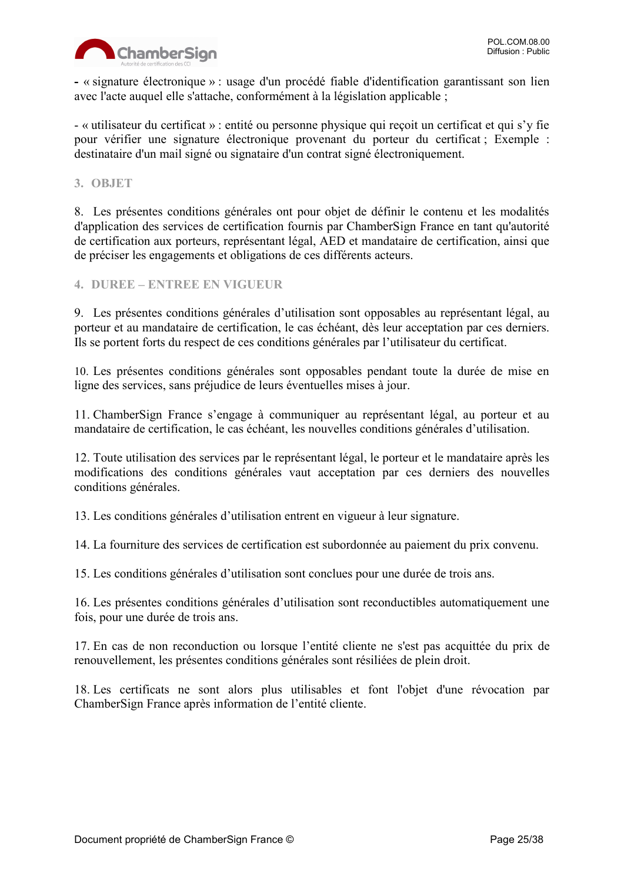- « signature électronique » : usage d'un procédé fiable d'identification garantissant son lien avec l'acte auquel elle s'attache, conformément à la législation applicable ;

- « utilisateur du certificat » : entité ou personne physique qui reçoit un certificat et qui s'y fie pour vérifier une signature électronique provenant du porteur du certificat ; Exemple : destinataire d'un mail signé ou signataire d'un contrat signé électroniquement.

## 3. OBJET

8. Les présentes conditions générales ont pour objet de définir le contenu et les modalités d'application des services de certification fournis par ChamberSign France en tant qu'autorité de certification aux porteurs, représentant légal, AED et mandataire de certification, ainsi que de préciser les engagements et obligations de ces différents acteurs.

## 4. DUREE – ENTREE EN VIGUEUR

9. Les présentes conditions générales d'utilisation sont opposables au représentant légal, au porteur et au mandataire de certification, le cas échéant, dès leur acceptation par ces derniers. Ils se portent forts du respect de ces conditions générales par l'utilisateur du certificat.

10. Les présentes conditions générales sont opposables pendant toute la durée de mise en ligne des services, sans préjudice de leurs éventuelles mises à jour.

11. ChamberSign France s'engage à communiquer au représentant légal, au porteur et au mandataire de certification, le cas échéant, les nouvelles conditions générales d'utilisation.

12. Toute utilisation des services par le représentant légal, le porteur et le mandataire après les modifications des conditions générales vaut acceptation par ces derniers des nouvelles conditions générales.

13. Les conditions générales d'utilisation entrent en vigueur à leur signature.

14. La fourniture des services de certification est subordonnée au paiement du prix convenu.

15. Les conditions générales d'utilisation sont conclues pour une durée de trois ans.

16. Les présentes conditions générales d'utilisation sont reconductibles automatiquement une fois, pour une durée de trois ans.

17. En cas de non reconduction ou lorsque l'entité cliente ne s'est pas acquittée du prix de renouvellement, les présentes conditions générales sont résiliées de plein droit.

18. Les certificats ne sont alors plus utilisables et font l'objet d'une révocation par ChamberSign France après information de l'entité cliente.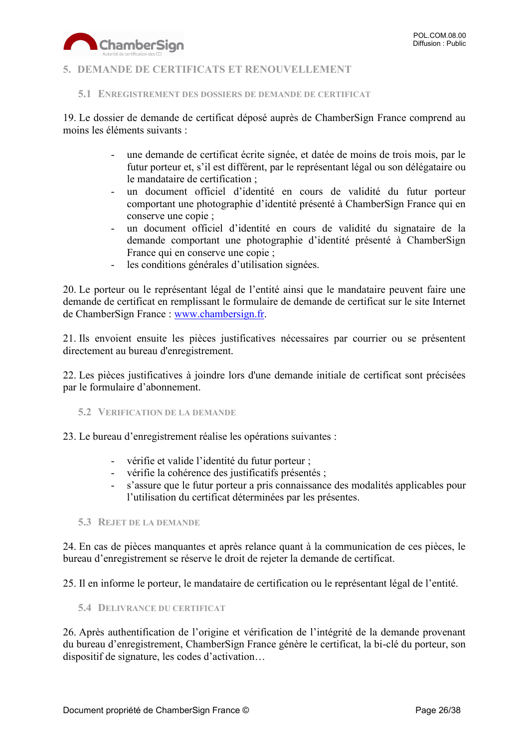# 5. DEMANDE DE CERTIFICATS ET RENOUVELLEMENT

## 5.1 ENREGISTREMENT DES DOSSIERS DE DEMANDE DE CERTIFICAT

19. Le dossier de demande de certificat déposé auprès de ChamberSign France comprend au moins les éléments suivants :

- une demande de certificat écrite signée, et datée de moins de trois mois, par le futur porteur et, s'il est différent, par le représentant légal ou son délégataire ou le mandataire de certification ;
- un document officiel d'identité en cours de validité du futur porteur comportant une photographie d'identité présenté à ChamberSign France qui en conserve une copie ;
- un document officiel d'identité en cours de validité du signataire de la demande comportant une photographie d'identité présenté à ChamberSign France qui en conserve une copie ;
- les conditions générales d'utilisation signées.

20. Le porteur ou le représentant légal de l'entité ainsi que le mandataire peuvent faire une demande de certificat en remplissant le formulaire de demande de certificat sur le site Internet de ChamberSign France : www.chambersign.fr.

21. Ils envoient ensuite les pièces justificatives nécessaires par courrier ou se présentent directement au bureau d'enregistrement.

22. Les pièces justificatives à joindre lors d'une demande initiale de certificat sont précisées par le formulaire d'abonnement.

## 5.2 VERIFICATION DE LA DEMANDE

23. Le bureau d'enregistrement réalise les opérations suivantes :

- vérifie et valide l'identité du futur porteur ;
- vérifie la cohérence des justificatifs présentés ;
- s'assure que le futur porteur a pris connaissance des modalités applicables pour l'utilisation du certificat déterminées par les présentes.

## 5.3 REJET DE LA DEMANDE

24. En cas de pièces manquantes et après relance quant à la communication de ces pièces, le bureau d'enregistrement se réserve le droit de rejeter la demande de certificat.

25. Il en informe le porteur, le mandataire de certification ou le représentant légal de l'entité.

## 5.4 DELIVRANCE DU CERTIFICAT

26. Après authentification de l'origine et vérification de l'intégrité de la demande provenant du bureau d'enregistrement, ChamberSign France génère le certificat, la bi-clé du porteur, son dispositif de signature, les codes d'activation…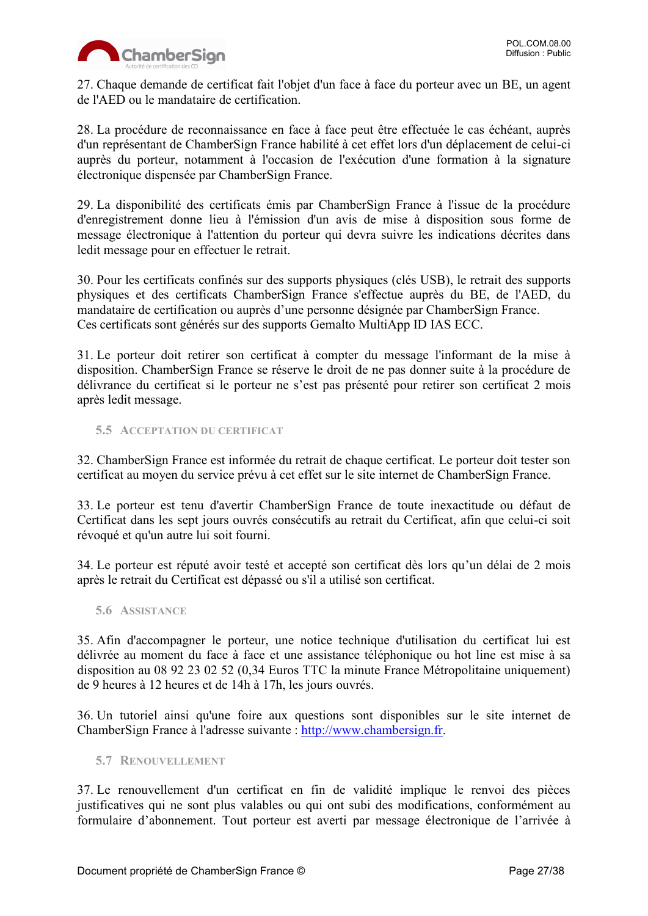27. Chaque demande de certificat fait l'objet d'un face à face du porteur avec un BE, un agent de l'AED ou le mandataire de certification.

28. La procédure de reconnaissance en face à face peut être effectuée le cas échéant, auprès d'un représentant de ChamberSign France habilité à cet effet lors d'un déplacement de celui-ci auprès du porteur, notamment à l'occasion de l'exécution d'une formation à la signature électronique dispensée par ChamberSign France.

29. La disponibilité des certificats émis par ChamberSign France à l'issue de la procédure d'enregistrement donne lieu à l'émission d'un avis de mise à disposition sous forme de message électronique à l'attention du porteur qui devra suivre les indications décrites dans ledit message pour en effectuer le retrait.

30. Pour les certificats confinés sur des supports physiques (clés USB), le retrait des supports physiques et des certificats ChamberSign France s'effectue auprès du BE, de l'AED, du mandataire de certification ou auprès d'une personne désignée par ChamberSign France.
Ces certificats sont générés sur des supports Gemalto MultiApp ID IAS ECC.

31. Le porteur doit retirer son certificat à compter du message l'informant de la mise à disposition. ChamberSign France se réserve le droit de ne pas donner suite à la procédure de délivrance du certificat si le porteur ne s'est pas présenté pour retirer son certificat 2 mois après ledit message.

### 5.5 Acceptation du certificat

32. ChamberSign France est informée du retrait de chaque certificat. Le porteur doit tester son certificat au moyen du service prévu à cet effet sur le site internet de ChamberSign France.

33. Le porteur est tenu d'avertir ChamberSign France de toute inexactitude ou défaut de Certificat dans les sept jours ouvrés consécutifs au retrait du Certificat, afin que celui-ci soit révoqué et qu'un autre lui soit fourni.

34. Le porteur est réputé avoir testé et accepté son certificat dès lors qu'un délai de 2 mois après le retrait du Certificat est dépassé ou s'il a utilisé son certificat.

### 5.6 Assistance

35. Afin d'accompagner le porteur, une notice technique d'utilisation du certificat lui est délivrée au moment du face à face et une assistance téléphonique ou hot line est mise à sa disposition au 08 92 23 02 52 (0,34 Euros TTC la minute France Métropolitaine uniquement) de 9 heures à 12 heures et de 14h à 17h, les jours ouvrés.

36. Un tutoriel ainsi qu'une foire aux questions sont disponibles sur le site internet de ChamberSign France à l'adresse suivante : http://www.chambersign.fr.

### 5.7 Renouvellement

37. Le renouvellement d'un certificat en fin de validité implique le renvoi des pièces justificatives qui ne sont plus valables ou qui ont subi des modifications, conformément au formulaire d'abonnement. Tout porteur est averti par message électronique de l'arrivée à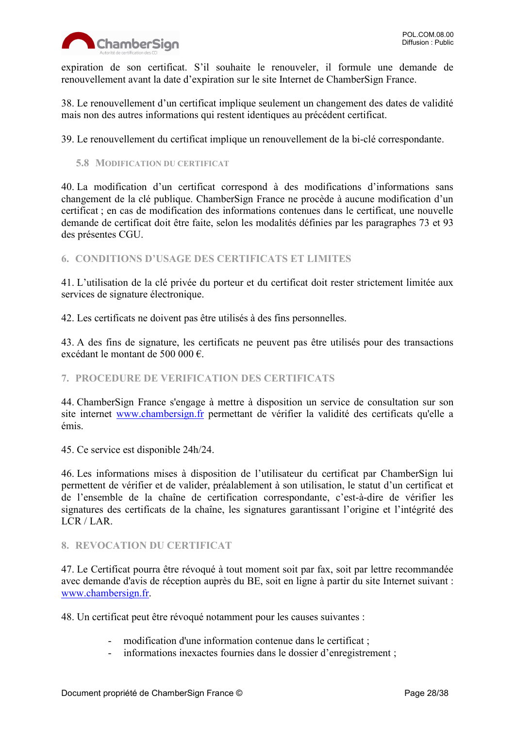expiration de son certificat. S'il souhaite le renouveler, il formule une demande de renouvellement avant la date d'expiration sur le site Internet de ChamberSign France.

38. Le renouvellement d'un certificat implique seulement un changement des dates de validité mais non des autres informations qui restent identiques au précédent certificat.

39. Le renouvellement du certificat implique un renouvellement de la bi-clé correspondante.

### 5.8 Modification du certificat

40. La modification d'un certificat correspond à des modifications d'informations sans changement de la clé publique. ChamberSign France ne procède à aucune modification d'un certificat ; en cas de modification des informations contenues dans le certificat, une nouvelle demande de certificat doit être faite, selon les modalités définies par les paragraphes 73 et 93 des présentes CGU.

## 6. CONDITIONS D'USAGE DES CERTIFICATS ET LIMITES

41. L'utilisation de la clé privée du porteur et du certificat doit rester strictement limitée aux services de signature électronique.

42. Les certificats ne doivent pas être utilisés à des fins personnelles.

43. A des fins de signature, les certificats ne peuvent pas être utilisés pour des transactions excédant le montant de 500 000 €.

## 7. PROCEDURE DE VERIFICATION DES CERTIFICATS

44. ChamberSign France s'engage à mettre à disposition un service de consultation sur son site internet www.chambersign.fr permettant de vérifier la validité des certificats qu'elle a émis.

45. Ce service est disponible 24h/24.

46. Les informations mises à disposition de l'utilisateur du certificat par ChamberSign lui permettent de vérifier et de valider, préalablement à son utilisation, le statut d'un certificat et de l'ensemble de la chaîne de certification correspondante, c'est-à-dire de vérifier les signatures des certificats de la chaîne, les signatures garantissant l'origine et l'intégrité des LCR / LAR.

## 8. REVOCATION DU CERTIFICAT

47. Le Certificat pourra être révoqué à tout moment soit par fax, soit par lettre recommandée avec demande d'avis de réception auprès du BE, soit en ligne à partir du site Internet suivant : www.chambersign.fr.

48. Un certificat peut être révoqué notamment pour les causes suivantes :

- modification d'une information contenue dans le certificat ;
- informations inexactes fournies dans le dossier d'enregistrement ;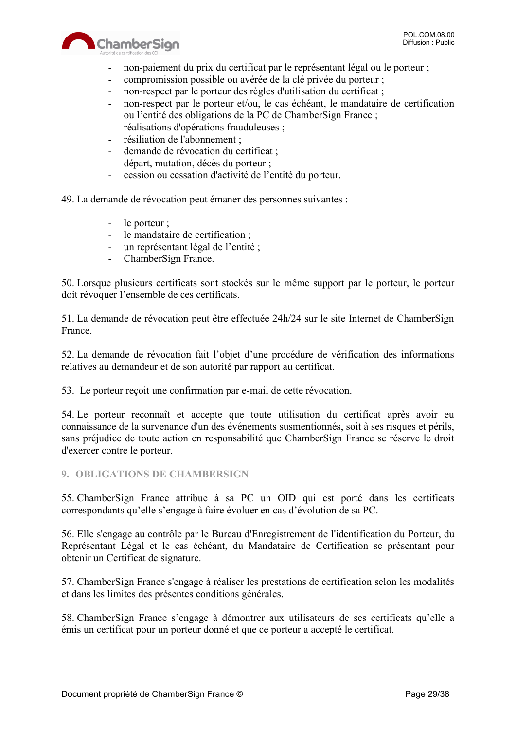- non-paiement du prix du certificat par le représentant légal ou le porteur ;
- compromission possible ou avérée de la clé privée du porteur ;
- non-respect par le porteur des règles d'utilisation du certificat ;
- non-respect par le porteur et/ou, le cas échéant, le mandataire de certification ou l'entité des obligations de la PC de ChamberSign France ;
- réalisations d'opérations frauduleuses ;
- résiliation de l'abonnement ;
- demande de révocation du certificat ;
- départ, mutation, décès du porteur ;
- cession ou cessation d'activité de l'entité du porteur.

49. La demande de révocation peut émaner des personnes suivantes :

- le porteur ;
- le mandataire de certification ;
- un représentant légal de l'entité ;
- ChamberSign France.

50. Lorsque plusieurs certificats sont stockés sur le même support par le porteur, le porteur doit révoquer l'ensemble de ces certificats.

51. La demande de révocation peut être effectuée 24h/24 sur le site Internet de ChamberSign France.

52. La demande de révocation fait l'objet d'une procédure de vérification des informations relatives au demandeur et de son autorité par rapport au certificat.

53. Le porteur reçoit une confirmation par e-mail de cette révocation.

54. Le porteur reconnaît et accepte que toute utilisation du certificat après avoir eu connaissance de la survenance d'un des événements susmentionnés, soit à ses risques et périls, sans préjudice de toute action en responsabilité que ChamberSign France se réserve le droit d'exercer contre le porteur.

## 9. OBLIGATIONS DE CHAMBERSIGN

55. ChamberSign France attribue à sa PC un OID qui est porté dans les certificats correspondants qu'elle s'engage à faire évoluer en cas d'évolution de sa PC.

56. Elle s'engage au contrôle par le Bureau d'Enregistrement de l'identification du Porteur, du Représentant Légal et le cas échéant, du Mandataire de Certification se présentant pour obtenir un Certificat de signature.

57. ChamberSign France s'engage à réaliser les prestations de certification selon les modalités et dans les limites des présentes conditions générales.

58. ChamberSign France s'engage à démontrer aux utilisateurs de ses certificats qu'elle a émis un certificat pour un porteur donné et que ce porteur a accepté le certificat.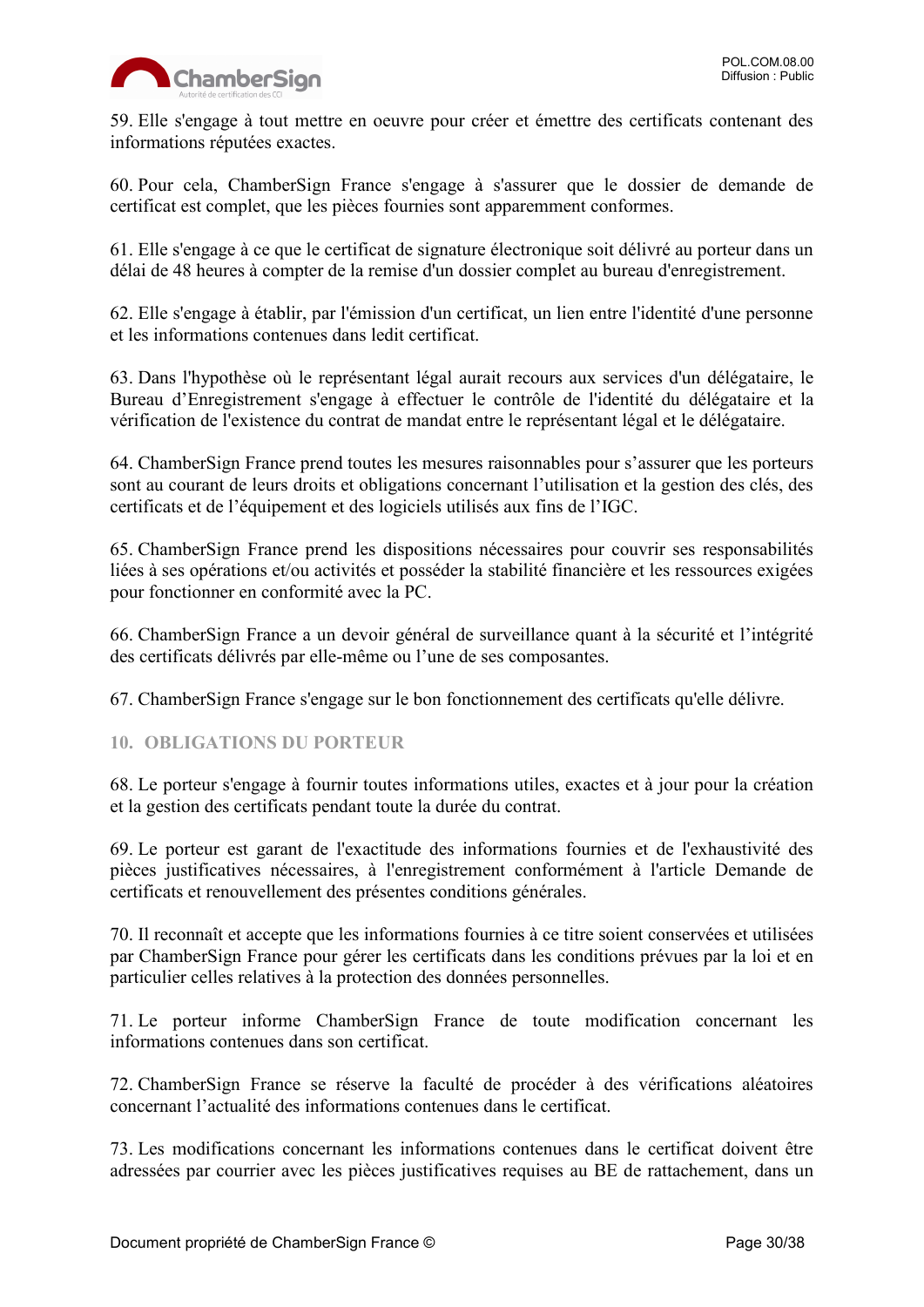59. Elle s'engage à tout mettre en oeuvre pour créer et émettre des certificats contenant des informations réputées exactes.

60. Pour cela, ChamberSign France s'engage à s'assurer que le dossier de demande de certificat est complet, que les pièces fournies sont apparemment conformes.

61. Elle s'engage à ce que le certificat de signature électronique soit délivré au porteur dans un délai de 48 heures à compter de la remise d'un dossier complet au bureau d'enregistrement.

62. Elle s'engage à établir, par l'émission d'un certificat, un lien entre l'identité d'une personne et les informations contenues dans ledit certificat.

63. Dans l'hypothèse où le représentant légal aurait recours aux services d'un délégataire, le Bureau d'Enregistrement s'engage à effectuer le contrôle de l'identité du délégataire et la vérification de l'existence du contrat de mandat entre le représentant légal et le délégataire.

64. ChamberSign France prend toutes les mesures raisonnables pour s'assurer que les porteurs sont au courant de leurs droits et obligations concernant l'utilisation et la gestion des clés, des certificats et de l'équipement et des logiciels utilisés aux fins de l'IGC.

65. ChamberSign France prend les dispositions nécessaires pour couvrir ses responsabilités liées à ses opérations et/ou activités et posséder la stabilité financière et les ressources exigées pour fonctionner en conformité avec la PC.

66. ChamberSign France a un devoir général de surveillance quant à la sécurité et l'intégrité des certificats délivrés par elle-même ou l'une de ses composantes.

67. ChamberSign France s'engage sur le bon fonctionnement des certificats qu'elle délivre.

## 10. OBLIGATIONS DU PORTEUR

68. Le porteur s'engage à fournir toutes informations utiles, exactes et à jour pour la création et la gestion des certificats pendant toute la durée du contrat.

69. Le porteur est garant de l'exactitude des informations fournies et de l'exhaustivité des pièces justificatives nécessaires, à l'enregistrement conformément à l'article Demande de certificats et renouvellement des présentes conditions générales.

70. Il reconnaît et accepte que les informations fournies à ce titre soient conservées et utilisées par ChamberSign France pour gérer les certificats dans les conditions prévues par la loi et en particulier celles relatives à la protection des données personnelles.

71. Le porteur informe ChamberSign France de toute modification concernant les informations contenues dans son certificat.

72. ChamberSign France se réserve la faculté de procéder à des vérifications aléatoires concernant l'actualité des informations contenues dans le certificat.

73. Les modifications concernant les informations contenues dans le certificat doivent être adressées par courrier avec les pièces justificatives requises au BE de rattachement, dans un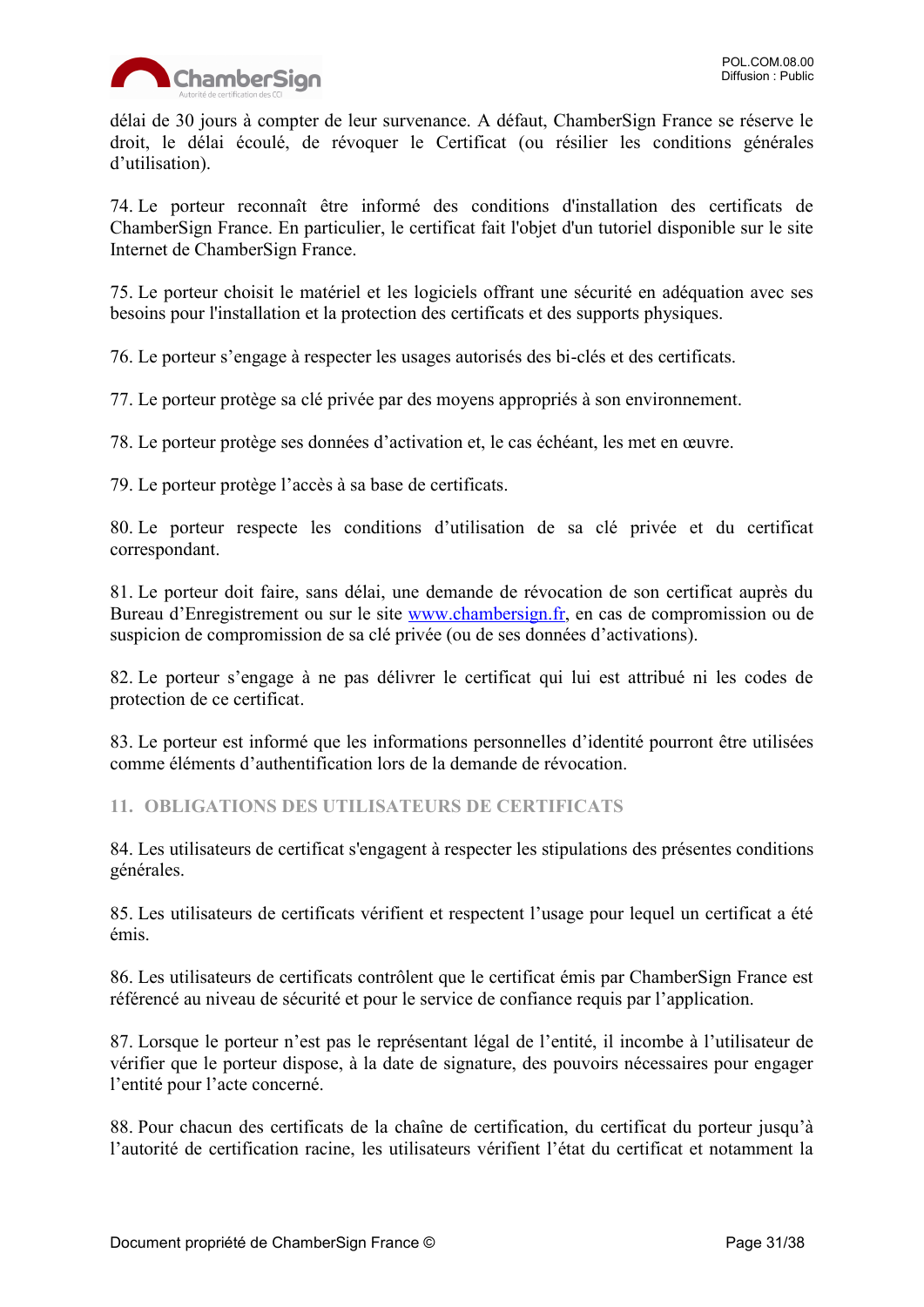délai de 30 jours à compter de leur survenance. A défaut, ChamberSign France se réserve le droit, le délai écoulé, de révoquer le Certificat (ou résilier les conditions générales d'utilisation).

74. Le porteur reconnaît être informé des conditions d'installation des certificats de ChamberSign France. En particulier, le certificat fait l'objet d'un tutoriel disponible sur le site Internet de ChamberSign France.

75. Le porteur choisit le matériel et les logiciels offrant une sécurité en adéquation avec ses besoins pour l'installation et la protection des certificats et des supports physiques.

76. Le porteur s'engage à respecter les usages autorisés des bi-clés et des certificats.

77. Le porteur protège sa clé privée par des moyens appropriés à son environnement.

78. Le porteur protège ses données d'activation et, le cas échéant, les met en œuvre.

79. Le porteur protège l'accès à sa base de certificats.

80. Le porteur respecte les conditions d'utilisation de sa clé privée et du certificat correspondant.

81. Le porteur doit faire, sans délai, une demande de révocation de son certificat auprès du Bureau d'Enregistrement ou sur le site [www.chambersign.fr](http://www.chambersign.fr), en cas de compromission ou de suspicion de compromission de sa clé privée (ou de ses données d'activations).

82. Le porteur s'engage à ne pas délivrer le certificat qui lui est attribué ni les codes de protection de ce certificat.

83. Le porteur est informé que les informations personnelles d'identité pourront être utilisées comme éléments d'authentification lors de la demande de révocation.

## 11. OBLIGATIONS DES UTILISATEURS DE CERTIFICATS

84. Les utilisateurs de certificat s'engagent à respecter les stipulations des présentes conditions générales.

85. Les utilisateurs de certificats vérifient et respectent l'usage pour lequel un certificat a été émis.

86. Les utilisateurs de certificats contrôlent que le certificat émis par ChamberSign France est référencé au niveau de sécurité et pour le service de confiance requis par l'application.

87. Lorsque le porteur n'est pas le représentant légal de l'entité, il incombe à l'utilisateur de vérifier que le porteur dispose, à la date de signature, des pouvoirs nécessaires pour engager l'entité pour l'acte concerné.

88. Pour chacun des certificats de la chaîne de certification, du certificat du porteur jusqu'à l'autorité de certification racine, les utilisateurs vérifient l'état du certificat et notamment la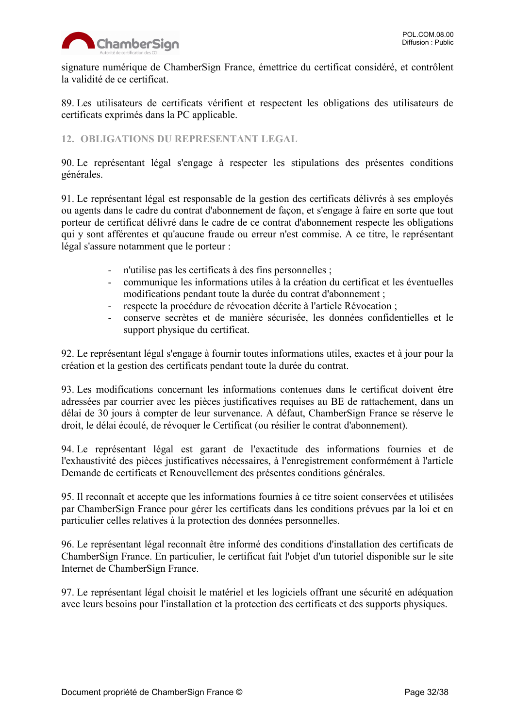signature numérique de ChamberSign France, émettrice du certificat considéré, et contrôlent la validité de ce certificat.

89. Les utilisateurs de certificats vérifient et respectent les obligations des utilisateurs de certificats exprimés dans la PC applicable.

## 12. OBLIGATIONS DU REPRESENTANT LEGAL

90. Le représentant légal s'engage à respecter les stipulations des présentes conditions générales.

91. Le représentant légal est responsable de la gestion des certificats délivrés à ses employés ou agents dans le cadre du contrat d'abonnement de façon, et s'engage à faire en sorte que tout porteur de certificat délivré dans le cadre de ce contrat d'abonnement respecte les obligations qui y sont afférentes et qu'aucune fraude ou erreur n'est commise. A ce titre, le représentant légal s'assure notamment que le porteur :

- n'utilise pas les certificats à des fins personnelles ;
- communique les informations utiles à la création du certificat et les éventuelles modifications pendant toute la durée du contrat d'abonnement ;
- respecte la procédure de révocation décrite à l'article Révocation ;
- conserve secrètes et de manière sécurisée, les données confidentielles et le support physique du certificat.

92. Le représentant légal s'engage à fournir toutes informations utiles, exactes et à jour pour la création et la gestion des certificats pendant toute la durée du contrat.

93. Les modifications concernant les informations contenues dans le certificat doivent être adressées par courrier avec les pièces justificatives requises au BE de rattachement, dans un délai de 30 jours à compter de leur survenance. A défaut, ChamberSign France se réserve le droit, le délai écoulé, de révoquer le Certificat (ou résilier le contrat d'abonnement).

94. Le représentant légal est garant de l'exactitude des informations fournies et de l'exhaustivité des pièces justificatives nécessaires, à l'enregistrement conformément à l'article Demande de certificats et Renouvellement des présentes conditions générales.

95. Il reconnaît et accepte que les informations fournies à ce titre soient conservées et utilisées par ChamberSign France pour gérer les certificats dans les conditions prévues par la loi et en particulier celles relatives à la protection des données personnelles.

96. Le représentant légal reconnaît être informé des conditions d'installation des certificats de ChamberSign France. En particulier, le certificat fait l'objet d'un tutoriel disponible sur le site Internet de ChamberSign France.

97. Le représentant légal choisit le matériel et les logiciels offrant une sécurité en adéquation avec leurs besoins pour l'installation et la protection des certificats et des supports physiques.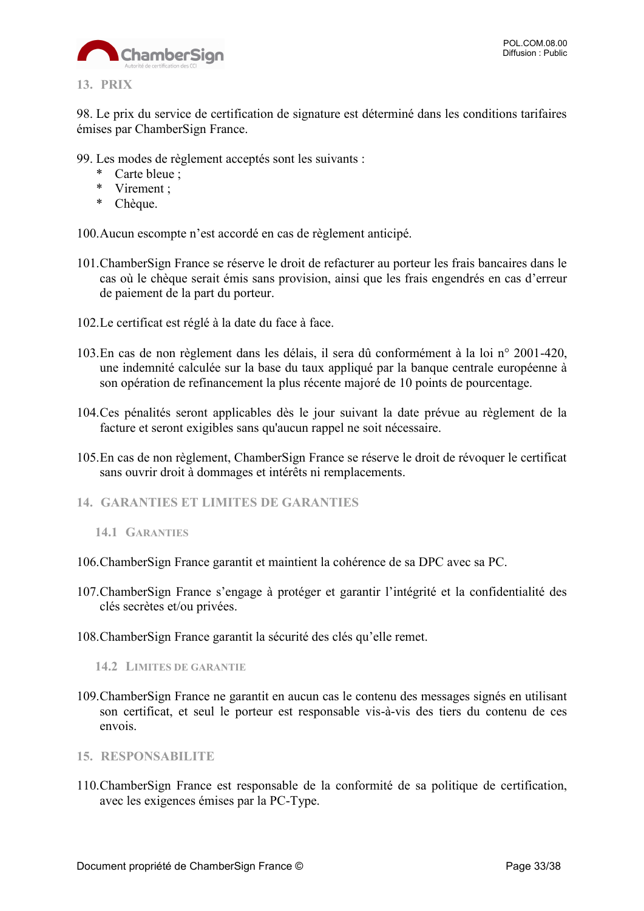## 13. PRIX

98. Le prix du service de certification de signature est déterminé dans les conditions tarifaires émises par ChamberSign France.

99. Les modes de règlement acceptés sont les suivants :

* Carte bleue ;
* Virement ;
* Chèque.

100. Aucun escompte n'est accordé en cas de règlement anticipé.

101. ChamberSign France se réserve le droit de refacturer au porteur les frais bancaires dans le cas où le chèque serait émis sans provision, ainsi que les frais engendrés en cas d'erreur de paiement de la part du porteur.

102. Le certificat est réglé à la date du face à face.

103. En cas de non règlement dans les délais, il sera dû conformément à la loi n° 2001-420, une indemnité calculée sur la base du taux appliqué par la banque centrale européenne à son opération de refinancement la plus récente majoré de 10 points de pourcentage.

104. Ces pénalités seront applicables dès le jour suivant la date prévue au règlement de la facture et seront exigibles sans qu'aucun rappel ne soit nécessaire.

105. En cas de non règlement, ChamberSign France se réserve le droit de révoquer le certificat sans ouvrir droit à dommages et intérêts ni remplacements.

## 14. GARANTIES ET LIMITES DE GARANTIES

### 14.1 Garanties

106. ChamberSign France garantit et maintient la cohérence de sa DPC avec sa PC.

107. ChamberSign France s'engage à protéger et garantir l'intégrité et la confidentialité des clés secrètes et/ou privées.

108. ChamberSign France garantit la sécurité des clés qu'elle remet.

### 14.2 Limites de garantie

109. ChamberSign France ne garantit en aucun cas le contenu des messages signés en utilisant son certificat, et seul le porteur est responsable vis-à-vis des tiers du contenu de ces envois.

## 15. RESPONSABILITE

110. ChamberSign France est responsable de la conformité de sa politique de certification, avec les exigences émises par la PC-Type.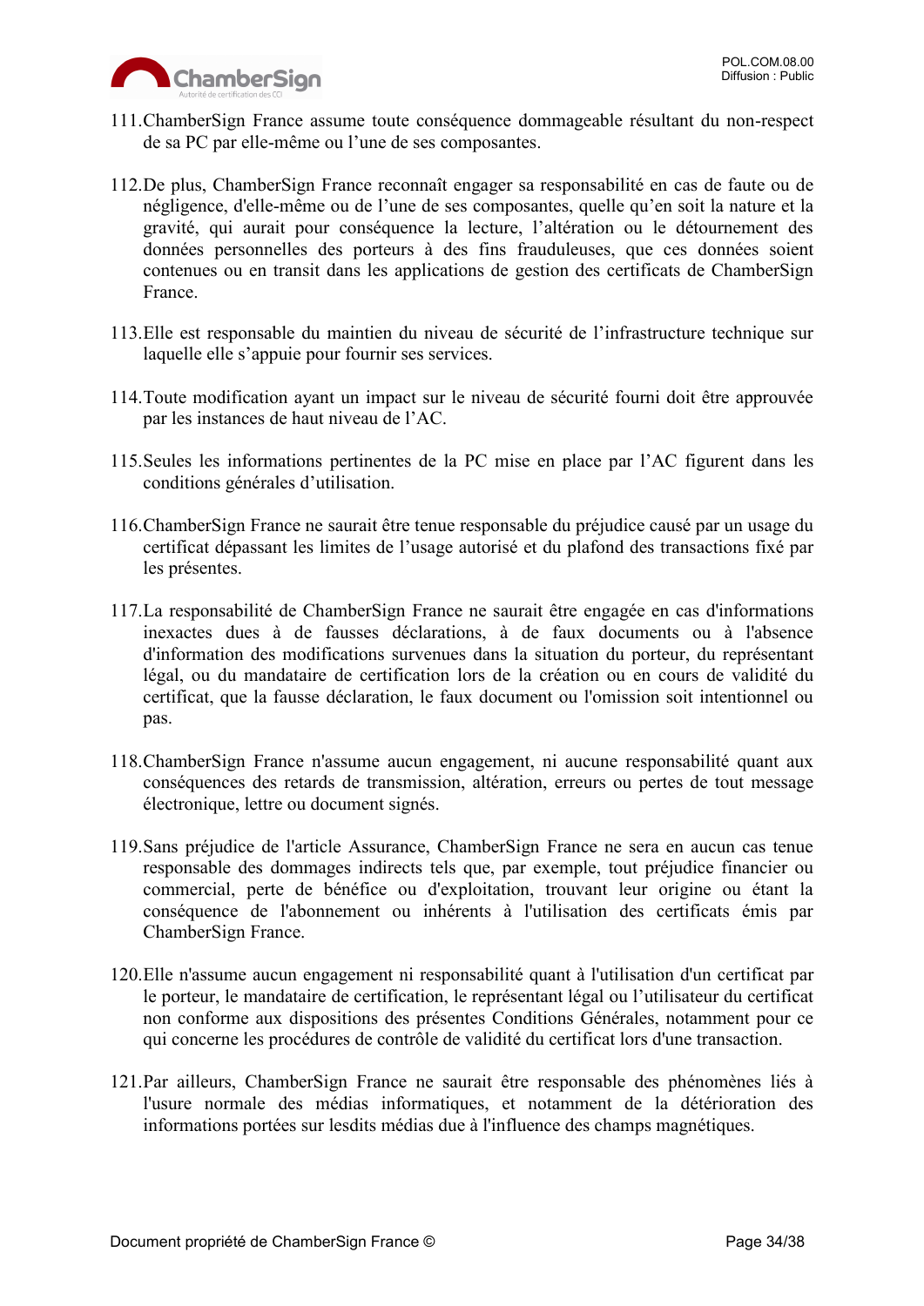111. ChamberSign France assume toute conséquence dommageable résultant du non-respect de sa PC par elle-même ou l'une de ses composantes.

112. De plus, ChamberSign France reconnaît engager sa responsabilité en cas de faute ou de négligence, d'elle-même ou de l'une de ses composantes, quelle qu'en soit la nature et la gravité, qui aurait pour conséquence la lecture, l'altération ou le détournement des données personnelles des porteurs à des fins frauduleuses, que ces données soient contenues ou en transit dans les applications de gestion des certificats de ChamberSign France.

113. Elle est responsable du maintien du niveau de sécurité de l'infrastructure technique sur laquelle elle s'appuie pour fournir ses services.

114. Toute modification ayant un impact sur le niveau de sécurité fourni doit être approuvée par les instances de haut niveau de l'AC.

115. Seules les informations pertinentes de la PC mise en place par l'AC figurent dans les conditions générales d'utilisation.

116. ChamberSign France ne saurait être tenue responsable du préjudice causé par un usage du certificat dépassant les limites de l'usage autorisé et du plafond des transactions fixé par les présentes.

117. La responsabilité de ChamberSign France ne saurait être engagée en cas d'informations inexactes dues à de fausses déclarations, à de faux documents ou à l'absence d'information des modifications survenues dans la situation du porteur, du représentant légal, ou du mandataire de certification lors de la création ou en cours de validité du certificat, que la fausse déclaration, le faux document ou l'omission soit intentionnel ou pas.

118. ChamberSign France n'assume aucun engagement, ni aucune responsabilité quant aux conséquences des retards de transmission, altération, erreurs ou pertes de tout message électronique, lettre ou document signés.

119. Sans préjudice de l'article Assurance, ChamberSign France ne sera en aucun cas tenue responsable des dommages indirects tels que, par exemple, tout préjudice financier ou commercial, perte de bénéfice ou d'exploitation, trouvant leur origine ou étant la conséquence de l'abonnement ou inhérents à l'utilisation des certificats émis par ChamberSign France.

120. Elle n'assume aucun engagement ni responsabilité quant à l'utilisation d'un certificat par le porteur, le mandataire de certification, le représentant légal ou l'utilisateur du certificat non conforme aux dispositions des présentes Conditions Générales, notamment pour ce qui concerne les procédures de contrôle de validité du certificat lors d'une transaction.

121. Par ailleurs, ChamberSign France ne saurait être responsable des phénomènes liés à l'usure normale des médias informatiques, et notamment de la détérioration des informations portées sur lesdits médias due à l'influence des champs magnétiques.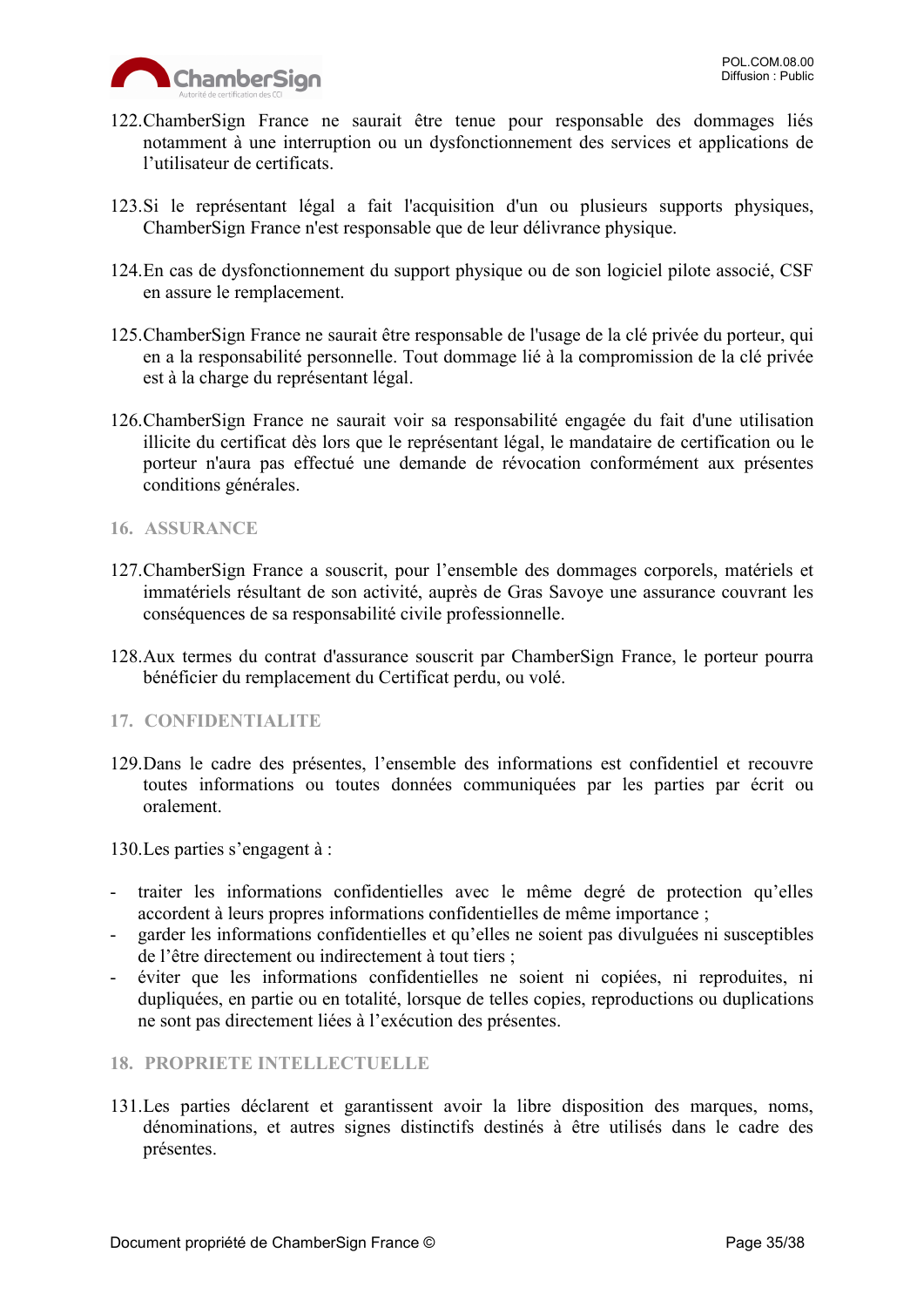122.ChamberSign France ne saurait être tenue pour responsable des dommages liés notamment à une interruption ou un dysfonctionnement des services et applications de l'utilisateur de certificats.

123.Si le représentant légal a fait l'acquisition d'un ou plusieurs supports physiques, ChamberSign France n'est responsable que de leur délivrance physique.

124.En cas de dysfonctionnement du support physique ou de son logiciel pilote associé, CSF en assure le remplacement.

125.ChamberSign France ne saurait être responsable de l'usage de la clé privée du porteur, qui en a la responsabilité personnelle. Tout dommage lié à la compromission de la clé privée est à la charge du représentant légal.

126.ChamberSign France ne saurait voir sa responsabilité engagée du fait d'une utilisation illicite du certificat dès lors que le représentant légal, le mandataire de certification ou le porteur n'aura pas effectué une demande de révocation conformément aux présentes conditions générales.

## 16. ASSURANCE

127.ChamberSign France a souscrit, pour l'ensemble des dommages corporels, matériels et immatériels résultant de son activité, auprès de Gras Savoye une assurance couvrant les conséquences de sa responsabilité civile professionnelle.

128.Aux termes du contrat d'assurance souscrit par ChamberSign France, le porteur pourra bénéficier du remplacement du Certificat perdu, ou volé.

## 17. CONFIDENTIALITE

129.Dans le cadre des présentes, l'ensemble des informations est confidentiel et recouvre toutes informations ou toutes données communiquées par les parties par écrit ou oralement.

130.Les parties s'engagent à :

- traiter les informations confidentielles avec le même degré de protection qu'elles accordent à leurs propres informations confidentielles de même importance ;
- garder les informations confidentielles et qu'elles ne soient pas divulguées ni susceptibles de l'être directement ou indirectement à tout tiers ;
- éviter que les informations confidentielles ne soient ni copiées, ni reproduites, ni dupliquées, en partie ou en totalité, lorsque de telles copies, reproductions ou duplications ne sont pas directement liées à l'exécution des présentes.

## 18. PROPRIETE INTELLECTUELLE

131.Les parties déclarent et garantissent avoir la libre disposition des marques, noms, dénominations, et autres signes distinctifs destinés à être utilisés dans le cadre des présentes.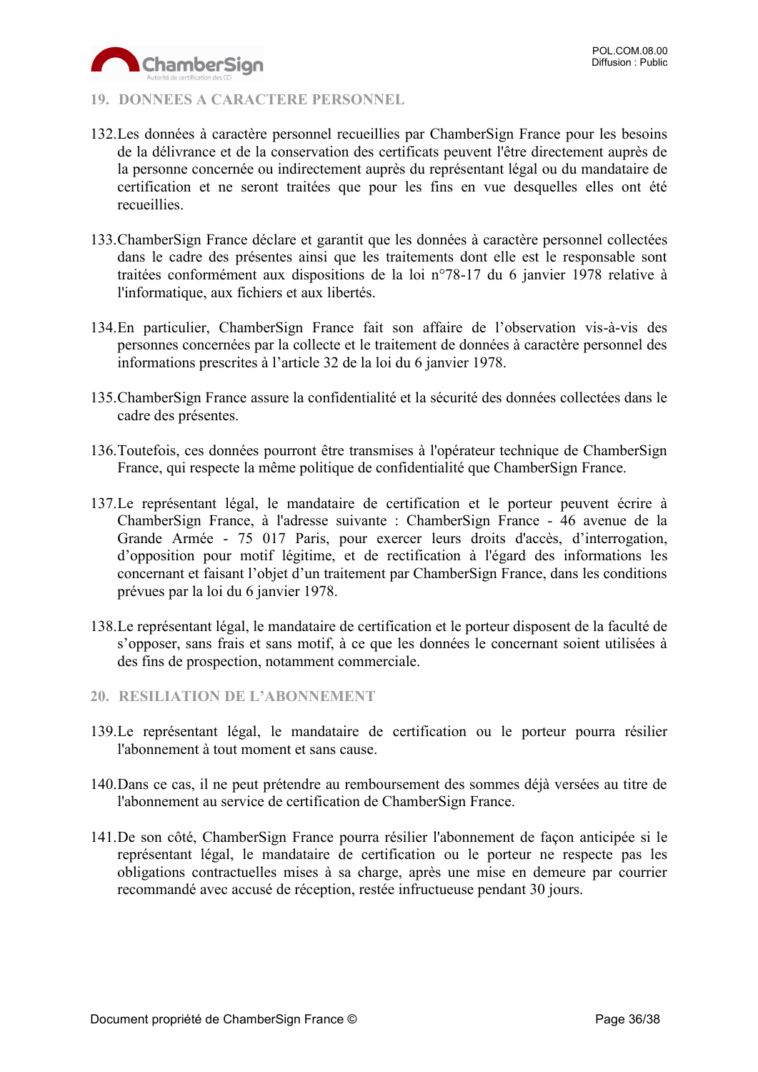## 19. DONNEES A CARACTERE PERSONNEL

132. Les données à caractère personnel recueillies par ChamberSign France pour les besoins de la délivrance et de la conservation des certificats peuvent l'être directement auprès de la personne concernée ou indirectement auprès du représentant légal ou du mandataire de certification et ne seront traitées que pour les fins en vue desquelles elles ont été recueillies.

133. ChamberSign France déclare et garantit que les données à caractère personnel collectées dans le cadre des présentes ainsi que les traitements dont elle est le responsable sont traitées conformément aux dispositions de la loi n°78-17 du 6 janvier 1978 relative à l'informatique, aux fichiers et aux libertés.

134. En particulier, ChamberSign France fait son affaire de l'observation vis-à-vis des personnes concernées par la collecte et le traitement de données à caractère personnel des informations prescrites à l'article 32 de la loi du 6 janvier 1978.

135. ChamberSign France assure la confidentialité et la sécurité des données collectées dans le cadre des présentes.

136. Toutefois, ces données pourront être transmises à l'opérateur technique de ChamberSign France, qui respecte la même politique de confidentialité que ChamberSign France.

137. Le représentant légal, le mandataire de certification et le porteur peuvent écrire à ChamberSign France, à l'adresse suivante : ChamberSign France - 46 avenue de la Grande Armée - 75 017 Paris, pour exercer leurs droits d'accès, d'interrogation, d'opposition pour motif légitime, et de rectification à l'égard des informations les concernant et faisant l'objet d'un traitement par ChamberSign France, dans les conditions prévues par la loi du 6 janvier 1978.

138. Le représentant légal, le mandataire de certification et le porteur disposent de la faculté de s'opposer, sans frais et sans motif, à ce que les données le concernant soient utilisées à des fins de prospection, notamment commerciale.

## 20. RESILIATION DE L'ABONNEMENT

139. Le représentant légal, le mandataire de certification ou le porteur pourra résilier l'abonnement à tout moment et sans cause.

140. Dans ce cas, il ne peut prétendre au remboursement des sommes déjà versées au titre de l'abonnement au service de certification de ChamberSign France.

141. De son côté, ChamberSign France pourra résilier l'abonnement de façon anticipée si le représentant légal, le mandataire de certification ou le porteur ne respecte pas les obligations contractuelles mises à sa charge, après une mise en demeure par courrier recommandé avec accusé de réception, restée infructueuse pendant 30 jours.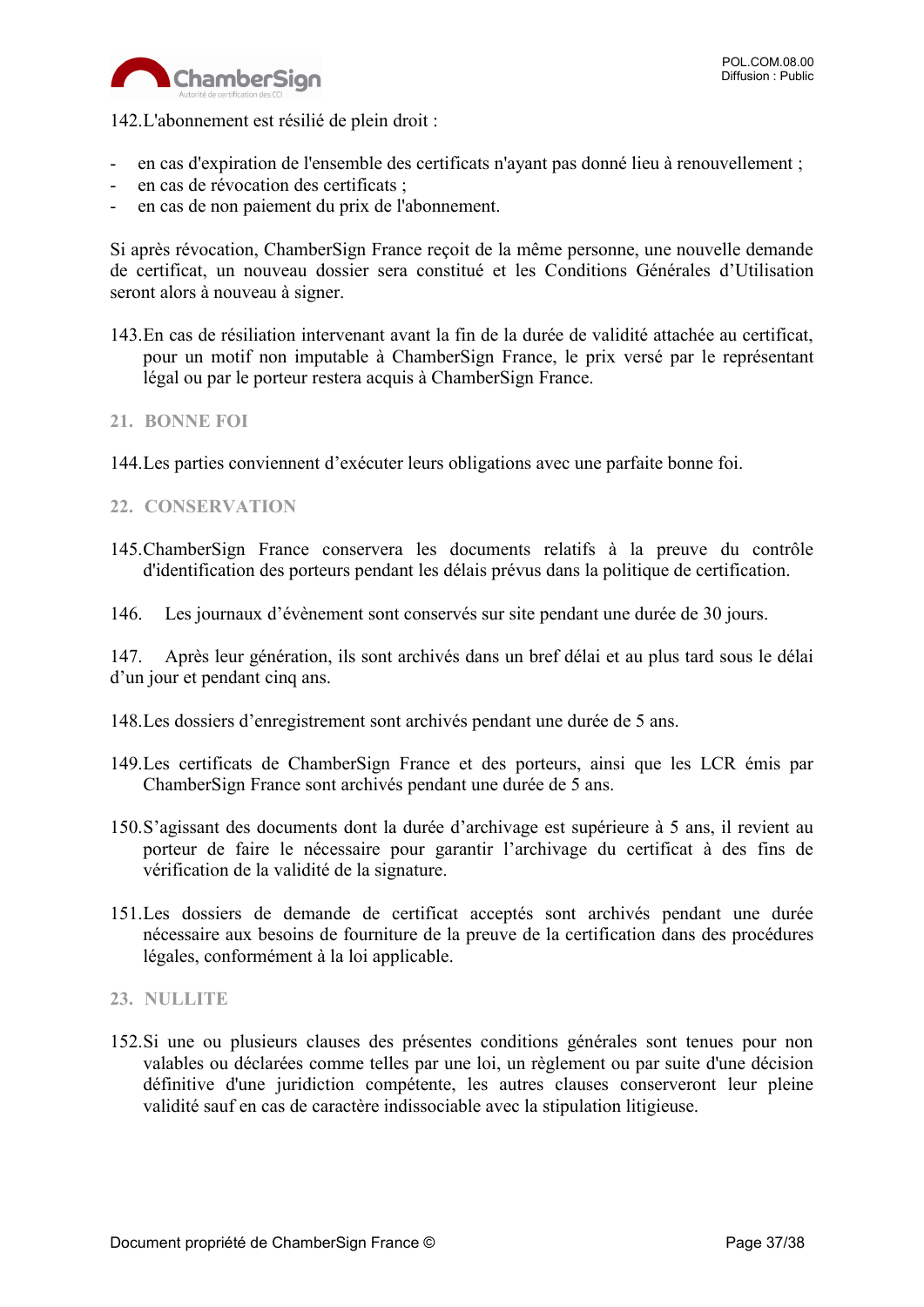142.L'abonnement est résilié de plein droit :

- en cas d'expiration de l'ensemble des certificats n'ayant pas donné lieu à renouvellement ;
- en cas de révocation des certificats ;
- en cas de non paiement du prix de l'abonnement.

Si après révocation, ChamberSign France reçoit de la même personne, une nouvelle demande de certificat, un nouveau dossier sera constitué et les Conditions Générales d'Utilisation seront alors à nouveau à signer.

143.En cas de résiliation intervenant avant la fin de la durée de validité attachée au certificat, pour un motif non imputable à ChamberSign France, le prix versé par le représentant légal ou par le porteur restera acquis à ChamberSign France.

## 21. BONNE FOI

144.Les parties conviennent d'exécuter leurs obligations avec une parfaite bonne foi.

## 22. CONSERVATION

145.ChamberSign France conservera les documents relatifs à la preuve du contrôle d'identification des porteurs pendant les délais prévus dans la politique de certification.

146. Les journaux d'évènement sont conservés sur site pendant une durée de 30 jours.

147. Après leur génération, ils sont archivés dans un bref délai et au plus tard sous le délai d'un jour et pendant cinq ans.

148.Les dossiers d'enregistrement sont archivés pendant une durée de 5 ans.

149.Les certificats de ChamberSign France et des porteurs, ainsi que les LCR émis par ChamberSign France sont archivés pendant une durée de 5 ans.

150.S'agissant des documents dont la durée d'archivage est supérieure à 5 ans, il revient au porteur de faire le nécessaire pour garantir l'archivage du certificat à des fins de vérification de la validité de la signature.

151.Les dossiers de demande de certificat acceptés sont archivés pendant une durée nécessaire aux besoins de fourniture de la preuve de la certification dans des procédures légales, conformément à la loi applicable.

## 23. NULLITE

152.Si une ou plusieurs clauses des présentes conditions générales sont tenues pour non valables ou déclarées comme telles par une loi, un règlement ou par suite d'une décision définitive d'une juridiction compétente, les autres clauses conserveront leur pleine validité sauf en cas de caractère indissociable avec la stipulation litigieuse.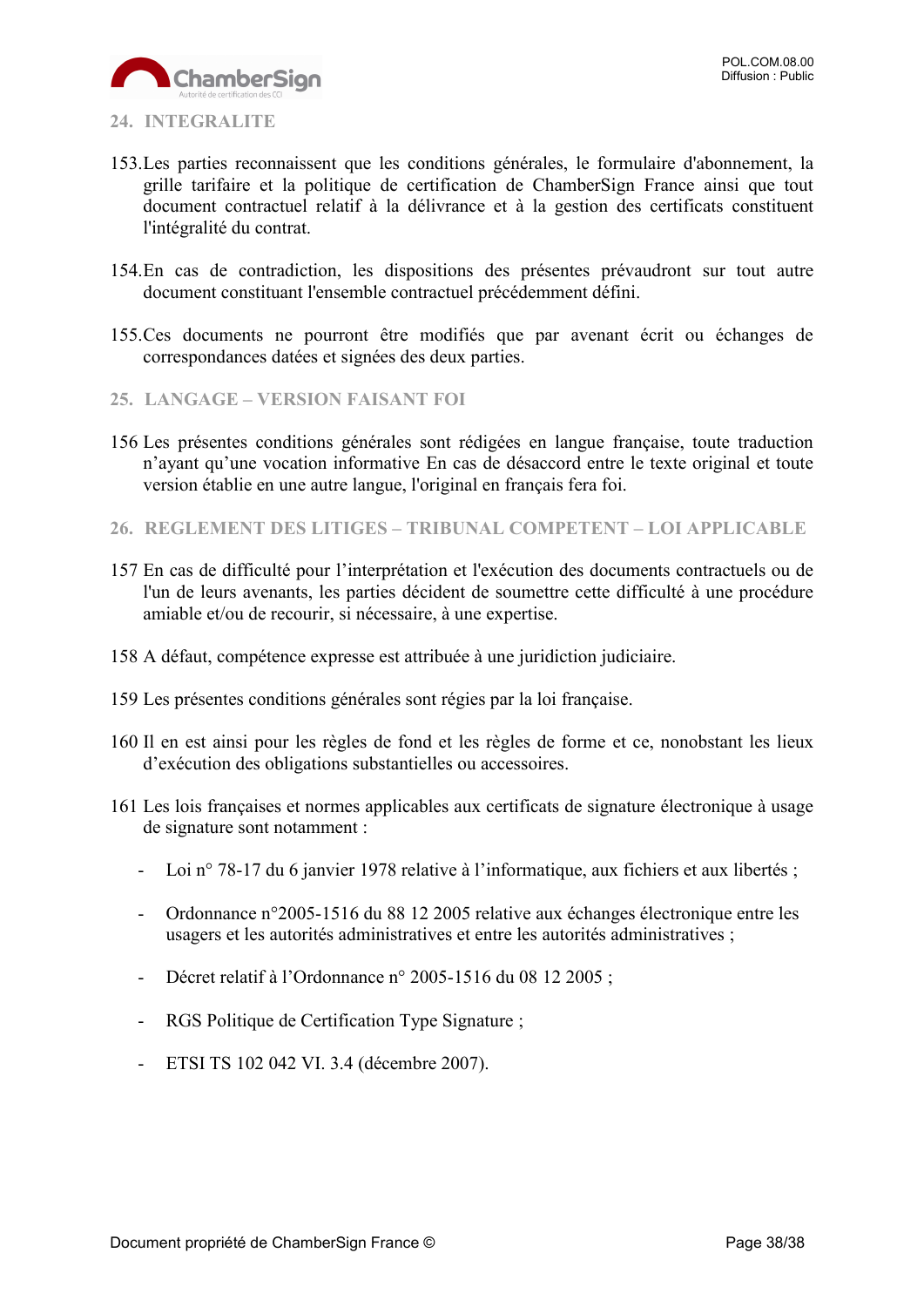## 24. INTEGRALITE

153.Les parties reconnaissent que les conditions générales, le formulaire d'abonnement, la grille tarifaire et la politique de certification de ChamberSign France ainsi que tout document contractuel relatif à la délivrance et à la gestion des certificats constituent l'intégralité du contrat.

154.En cas de contradiction, les dispositions des présentes prévaudront sur tout autre document constituant l'ensemble contractuel précédemment défini.

155.Ces documents ne pourront être modifiés que par avenant écrit ou échanges de correspondances datées et signées des deux parties.

## 25. LANGAGE – VERSION FAISANT FOI

156 Les présentes conditions générales sont rédigées en langue française, toute traduction n'ayant qu'une vocation informative En cas de désaccord entre le texte original et toute version établie en une autre langue, l'original en français fera foi.

## 26. REGLEMENT DES LITIGES – TRIBUNAL COMPETENT – LOI APPLICABLE

157 En cas de difficulté pour l'interprétation et l'exécution des documents contractuels ou de l'un de leurs avenants, les parties décident de soumettre cette difficulté à une procédure amiable et/ou de recourir, si nécessaire, à une expertise.

158 A défaut, compétence expresse est attribuée à une juridiction judiciaire.

159 Les présentes conditions générales sont régies par la loi française.

160 Il en est ainsi pour les règles de fond et les règles de forme et ce, nonobstant les lieux d'exécution des obligations substantielles ou accessoires.

161 Les lois françaises et normes applicables aux certificats de signature électronique à usage de signature sont notamment :

- Loi n° 78-17 du 6 janvier 1978 relative à l'informatique, aux fichiers et aux libertés ;
- Ordonnance n°2005-1516 du 88 12 2005 relative aux échanges électronique entre les usagers et les autorités administratives et entre les autorités administratives ;
- Décret relatif à l'Ordonnance n° 2005-1516 du 08 12 2005 ;
- RGS Politique de Certification Type Signature ;
- ETSI TS 102 042 VI. 3.4 (décembre 2007).